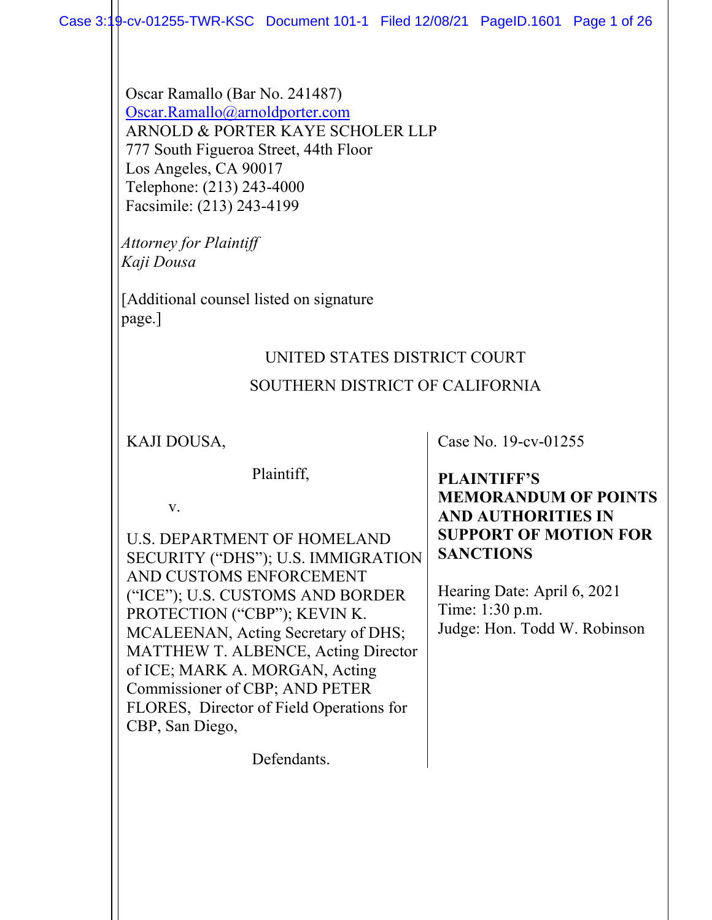Oscar Ramallo (Bar No. 241487)
Oscar.Ramallo@arnoldporter.com
ARNOLD & PORTER KAYE SCHOLER LLP
777 South Figueroa Street, 44th Floor
Los Angeles, CA 90017
Telephone: (213) 243-4000
Facsimile: (213) 243-4199

*Attorney for Plaintiff*
*Kaji Dousa*

[Additional counsel listed on signature page.]

UNITED STATES DISTRICT COURT

SOUTHERN DISTRICT OF CALIFORNIA

KAJI DOUSA,

Plaintiff,

v.

U.S. DEPARTMENT OF HOMELAND SECURITY ("DHS"); U.S. IMMIGRATION AND CUSTOMS ENFORCEMENT ("ICE"); U.S. CUSTOMS AND BORDER PROTECTION ("CBP"); KEVIN K. MCALEENAN, Acting Secretary of DHS; MATTHEW T. ALBENCE, Acting Director of ICE; MARK A. MORGAN, Acting Commissioner of CBP; AND PETER FLORES, Director of Field Operations for CBP, San Diego,

Defendants.

Case No. 19-cv-01255

**PLAINTIFF'S MEMORANDUM OF POINTS AND AUTHORITIES IN SUPPORT OF MOTION FOR SANCTIONS**

Hearing Date: April 6, 2021
Time: 1:30 p.m.
Judge: Hon. Todd W. Robinson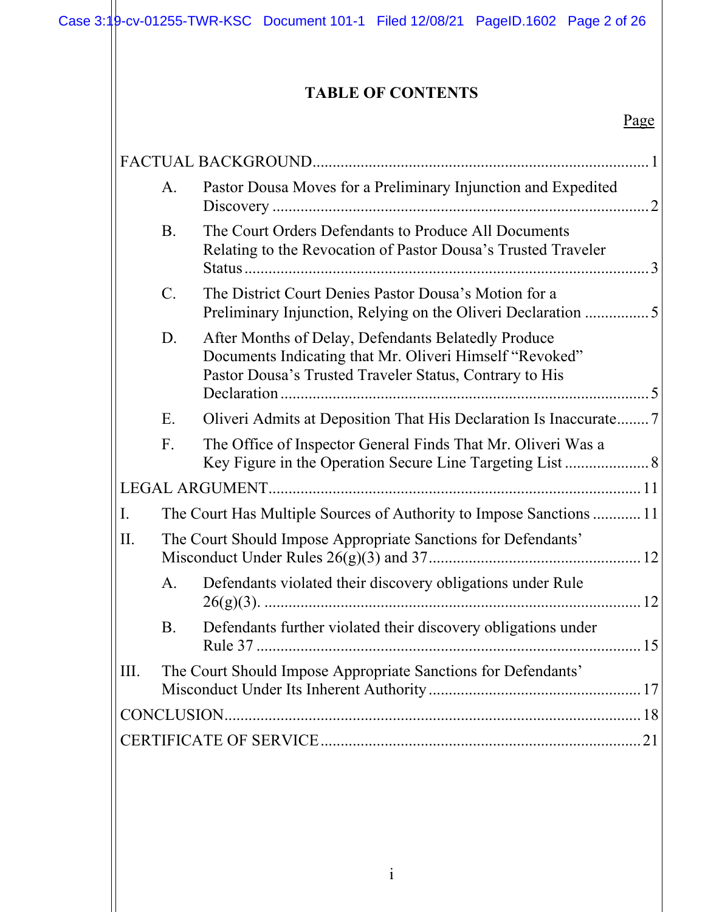## TABLE OF CONTENTS

| | Page |
|---|---|
| FACTUAL BACKGROUND | 1 |
| A. Pastor Dousa Moves for a Preliminary Injunction and Expedited Discovery | 2 |
| B. The Court Orders Defendants to Produce All Documents Relating to the Revocation of Pastor Dousa's Trusted Traveler Status | 3 |
| C. The District Court Denies Pastor Dousa's Motion for a Preliminary Injunction, Relying on the Oliveri Declaration | 5 |
| D. After Months of Delay, Defendants Belatedly Produce Documents Indicating that Mr. Oliveri Himself "Revoked" Pastor Dousa's Trusted Traveler Status, Contrary to His Declaration | 5 |
| E. Oliveri Admits at Deposition That His Declaration Is Inaccurate | 7 |
| F. The Office of Inspector General Finds That Mr. Oliveri Was a Key Figure in the Operation Secure Line Targeting List | 8 |
| LEGAL ARGUMENT | 11 |
| I. The Court Has Multiple Sources of Authority to Impose Sanctions | 11 |
| II. The Court Should Impose Appropriate Sanctions for Defendants' Misconduct Under Rules 26(g)(3) and 37 | 12 |
| A. Defendants violated their discovery obligations under Rule 26(g)(3). | 12 |
| B. Defendants further violated their discovery obligations under Rule 37 | 15 |
| III. The Court Should Impose Appropriate Sanctions for Defendants' Misconduct Under Its Inherent Authority | 17 |
| CONCLUSION | 18 |
| CERTIFICATE OF SERVICE | 21 |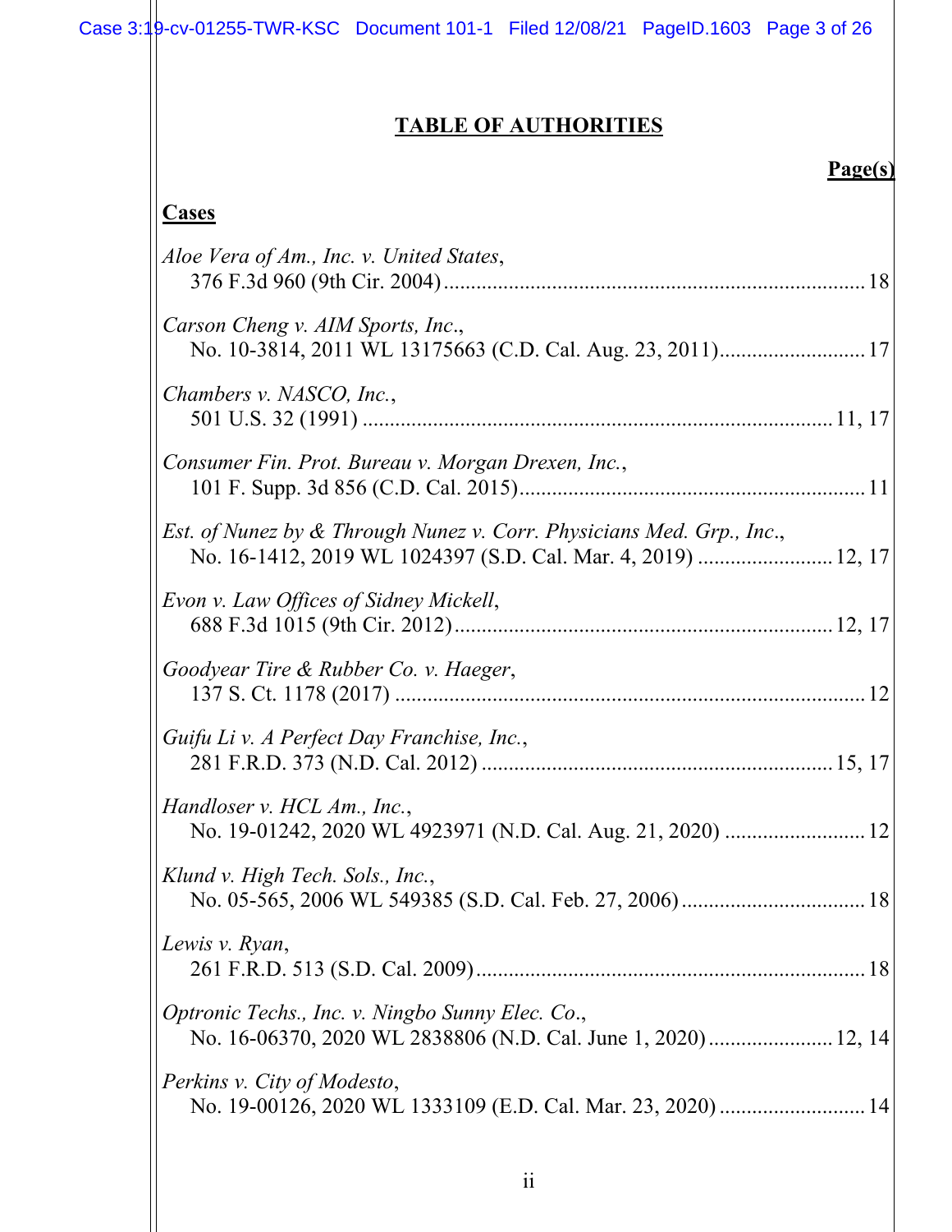# TABLE OF AUTHORITIES

**Page(s)**

**Cases**

*Aloe Vera of Am., Inc. v. United States*,
376 F.3d 960 (9th Cir. 2004) ........................................................................ 18

*Carson Cheng v. AIM Sports, Inc.*,
No. 10-3814, 2011 WL 13175663 (C.D. Cal. Aug. 23, 2011) ........................ 17

*Chambers v. NASCO, Inc.*,
501 U.S. 32 (1991) ........................................................................................ 11, 17

*Consumer Fin. Prot. Bureau v. Morgan Drexen, Inc.*,
101 F. Supp. 3d 856 (C.D. Cal. 2015) .......................................................... 11

*Est. of Nunez by & Through Nunez v. Corr. Physicians Med. Grp., Inc.*,
No. 16-1412, 2019 WL 1024397 (S.D. Cal. Mar. 4, 2019) ........................ 12, 17

*Evon v. Law Offices of Sidney Mickell*,
688 F.3d 1015 (9th Cir. 2012) .................................................................... 12, 17

*Goodyear Tire & Rubber Co. v. Haeger*,
137 S. Ct. 1178 (2017) .................................................................................. 12

*Guifu Li v. A Perfect Day Franchise, Inc.*,
281 F.R.D. 373 (N.D. Cal. 2012) ............................................................... 15, 17

*Handloser v. HCL Am., Inc.*,
No. 19-01242, 2020 WL 4923971 (N.D. Cal. Aug. 21, 2020) ....................... 12

*Klund v. High Tech. Sols., Inc.*,
No. 05-565, 2006 WL 549385 (S.D. Cal. Feb. 27, 2006) .............................. 18

*Lewis v. Ryan*,
261 F.R.D. 513 (S.D. Cal. 2009) .................................................................. 18

*Optronic Techs., Inc. v. Ningbo Sunny Elec. Co.*,
No. 16-06370, 2020 WL 2838806 (N.D. Cal. June 1, 2020) ..................... 12, 14

*Perkins v. City of Modesto*,
No. 19-00126, 2020 WL 1333109 (E.D. Cal. Mar. 23, 2020) ........................ 14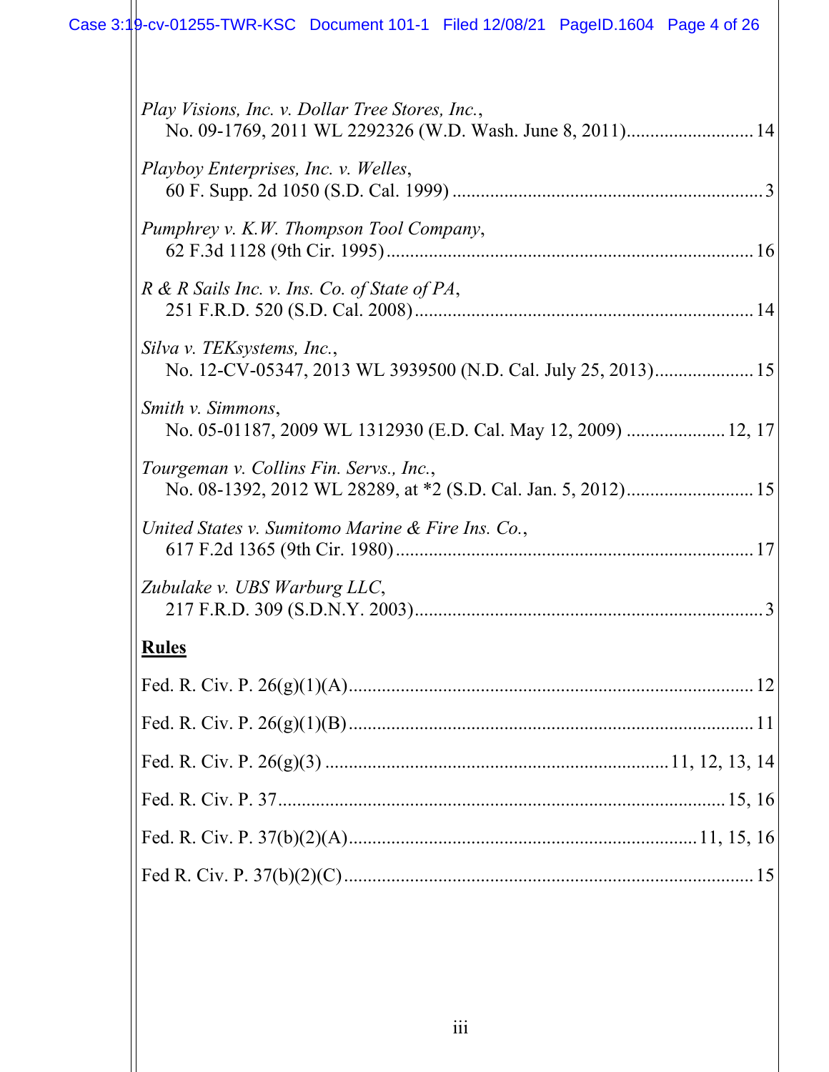*Play Visions, Inc. v. Dollar Tree Stores, Inc.*,
No. 09-1769, 2011 WL 2292326 (W.D. Wash. June 8, 2011).......................... 14

*Playboy Enterprises, Inc. v. Welles*,
60 F. Supp. 2d 1050 (S.D. Cal. 1999) ................................................................. 3

*Pumphrey v. K.W. Thompson Tool Company*,
62 F.3d 1128 (9th Cir. 1995)............................................................................. 16

*R & R Sails Inc. v. Ins. Co. of State of PA*,
251 F.R.D. 520 (S.D. Cal. 2008)....................................................................... 14

*Silva v. TEKsystems, Inc.*,
No. 12-CV-05347, 2013 WL 3939500 (N.D. Cal. July 25, 2013)..................... 15

*Smith v. Simmons*,
No. 05-01187, 2009 WL 1312930 (E.D. Cal. May 12, 2009) .................... 12, 17

*Tourgeman v. Collins Fin. Servs., Inc.*,
No. 08-1392, 2012 WL 28289, at *2 (S.D. Cal. Jan. 5, 2012).......................... 15

*United States v. Sumitomo Marine & Fire Ins. Co.*,
617 F.2d 1365 (9th Cir. 1980)........................................................................... 17

*Zubulake v. UBS Warburg LLC*,
217 F.R.D. 309 (S.D.N.Y. 2003)......................................................................... 3

**Rules**

Fed. R. Civ. P. 26(g)(1)(A)..................................................................................... 12

Fed. R. Civ. P. 26(g)(1)(B)..................................................................................... 11

Fed. R. Civ. P. 26(g)(3) ........................................................................ 11, 12, 13, 14

Fed. R. Civ. P. 37............................................................................................. 15, 16

Fed. R. Civ. P. 37(b)(2)(A)........................................................................ 11, 15, 16

Fed R. Civ. P. 37(b)(2)(C)...................................................................................... 15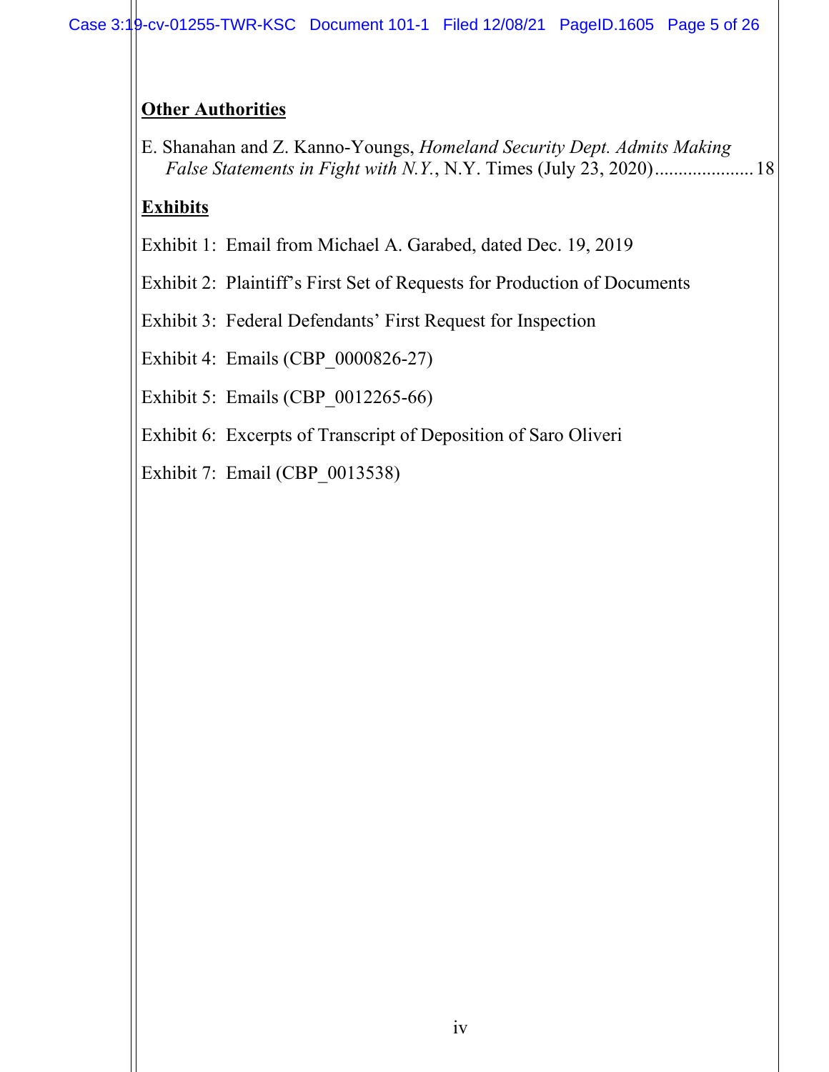**Other Authorities**

E. Shanahan and Z. Kanno-Youngs, *Homeland Security Dept. Admits Making False Statements in Fight with N.Y.*, N.Y. Times (July 23, 2020)..................... 18

**Exhibits**

Exhibit 1: Email from Michael A. Garabed, dated Dec. 19, 2019

Exhibit 2: Plaintiff's First Set of Requests for Production of Documents

Exhibit 3: Federal Defendants' First Request for Inspection

Exhibit 4: Emails (CBP_0000826-27)

Exhibit 5: Emails (CBP_0012265-66)

Exhibit 6: Excerpts of Transcript of Deposition of Saro Oliveri

Exhibit 7: Email (CBP_0013538)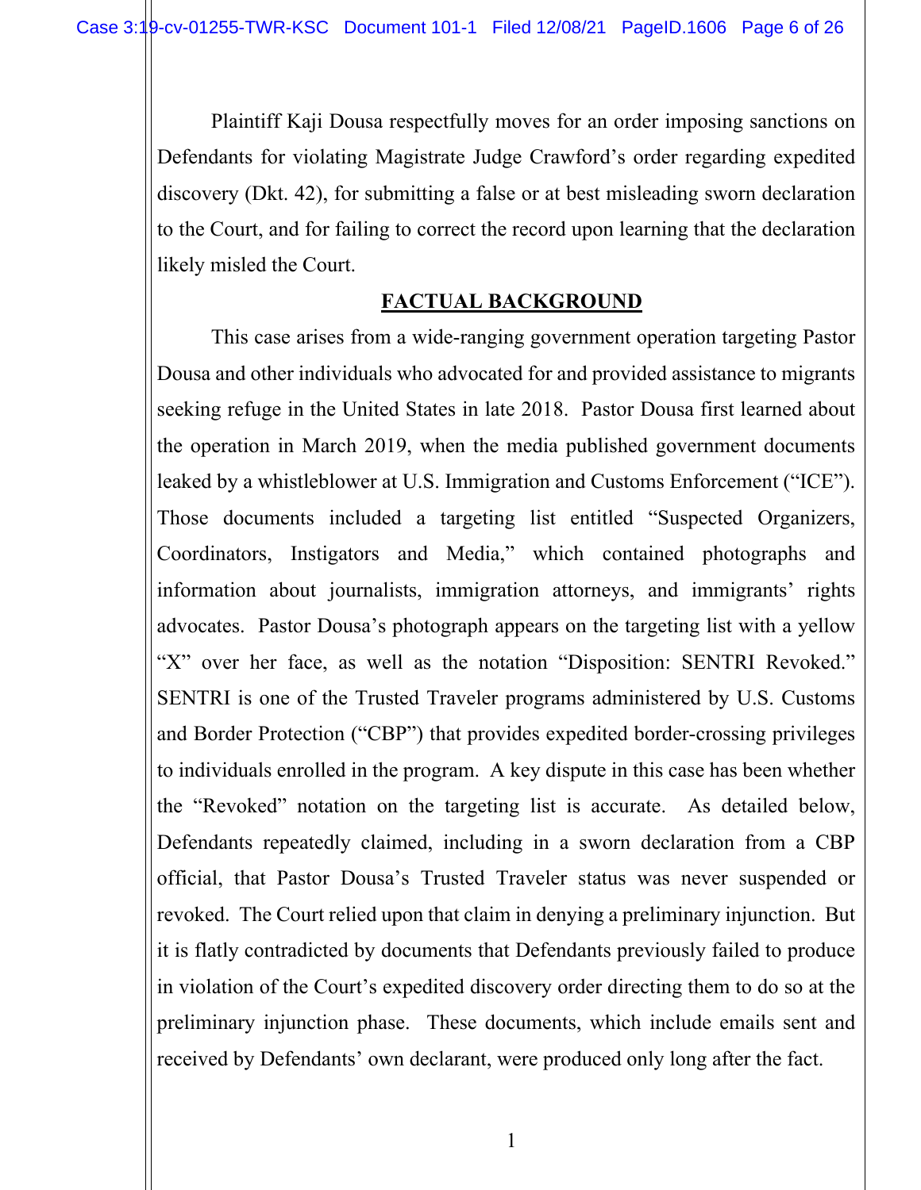Plaintiff Kaji Dousa respectfully moves for an order imposing sanctions on Defendants for violating Magistrate Judge Crawford's order regarding expedited discovery (Dkt. 42), for submitting a false or at best misleading sworn declaration to the Court, and for failing to correct the record upon learning that the declaration likely misled the Court.

## FACTUAL BACKGROUND

This case arises from a wide-ranging government operation targeting Pastor Dousa and other individuals who advocated for and provided assistance to migrants seeking refuge in the United States in late 2018. Pastor Dousa first learned about the operation in March 2019, when the media published government documents leaked by a whistleblower at U.S. Immigration and Customs Enforcement ("ICE"). Those documents included a targeting list entitled "Suspected Organizers, Coordinators, Instigators and Media," which contained photographs and information about journalists, immigration attorneys, and immigrants' rights advocates. Pastor Dousa's photograph appears on the targeting list with a yellow "X" over her face, as well as the notation "Disposition: SENTRI Revoked." SENTRI is one of the Trusted Traveler programs administered by U.S. Customs and Border Protection ("CBP") that provides expedited border-crossing privileges to individuals enrolled in the program. A key dispute in this case has been whether the "Revoked" notation on the targeting list is accurate. As detailed below, Defendants repeatedly claimed, including in a sworn declaration from a CBP official, that Pastor Dousa's Trusted Traveler status was never suspended or revoked. The Court relied upon that claim in denying a preliminary injunction. But it is flatly contradicted by documents that Defendants previously failed to produce in violation of the Court's expedited discovery order directing them to do so at the preliminary injunction phase. These documents, which include emails sent and received by Defendants' own declarant, were produced only long after the fact.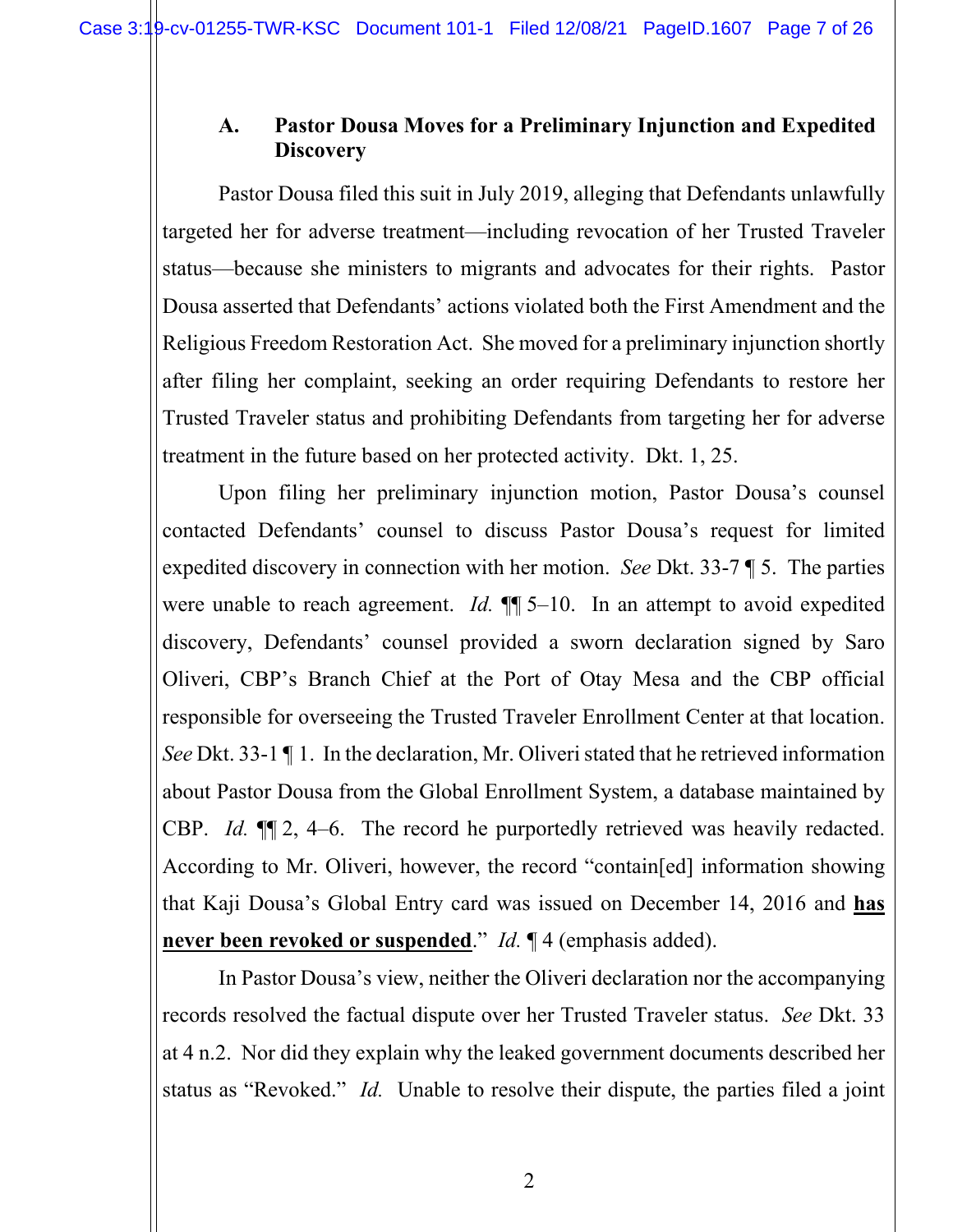### A. Pastor Dousa Moves for a Preliminary Injunction and Expedited Discovery

Pastor Dousa filed this suit in July 2019, alleging that Defendants unlawfully targeted her for adverse treatment—including revocation of her Trusted Traveler status—because she ministers to migrants and advocates for their rights. Pastor Dousa asserted that Defendants' actions violated both the First Amendment and the Religious Freedom Restoration Act. She moved for a preliminary injunction shortly after filing her complaint, seeking an order requiring Defendants to restore her Trusted Traveler status and prohibiting Defendants from targeting her for adverse treatment in the future based on her protected activity. Dkt. 1, 25.

Upon filing her preliminary injunction motion, Pastor Dousa's counsel contacted Defendants' counsel to discuss Pastor Dousa's request for limited expedited discovery in connection with her motion. *See* Dkt. 33-7 ¶ 5. The parties were unable to reach agreement. *Id.* ¶¶ 5–10. In an attempt to avoid expedited discovery, Defendants' counsel provided a sworn declaration signed by Saro Oliveri, CBP's Branch Chief at the Port of Otay Mesa and the CBP official responsible for overseeing the Trusted Traveler Enrollment Center at that location. *See* Dkt. 33-1 ¶ 1. In the declaration, Mr. Oliveri stated that he retrieved information about Pastor Dousa from the Global Enrollment System, a database maintained by CBP. *Id.* ¶¶ 2, 4–6. The record he purportedly retrieved was heavily redacted. According to Mr. Oliveri, however, the record "contain[ed] information showing that Kaji Dousa's Global Entry card was issued on December 14, 2016 and **<u>has never been revoked or suspended</u>**." *Id.* ¶ 4 (emphasis added).

In Pastor Dousa's view, neither the Oliveri declaration nor the accompanying records resolved the factual dispute over her Trusted Traveler status. *See* Dkt. 33 at 4 n.2. Nor did they explain why the leaked government documents described her status as "Revoked." *Id.* Unable to resolve their dispute, the parties filed a joint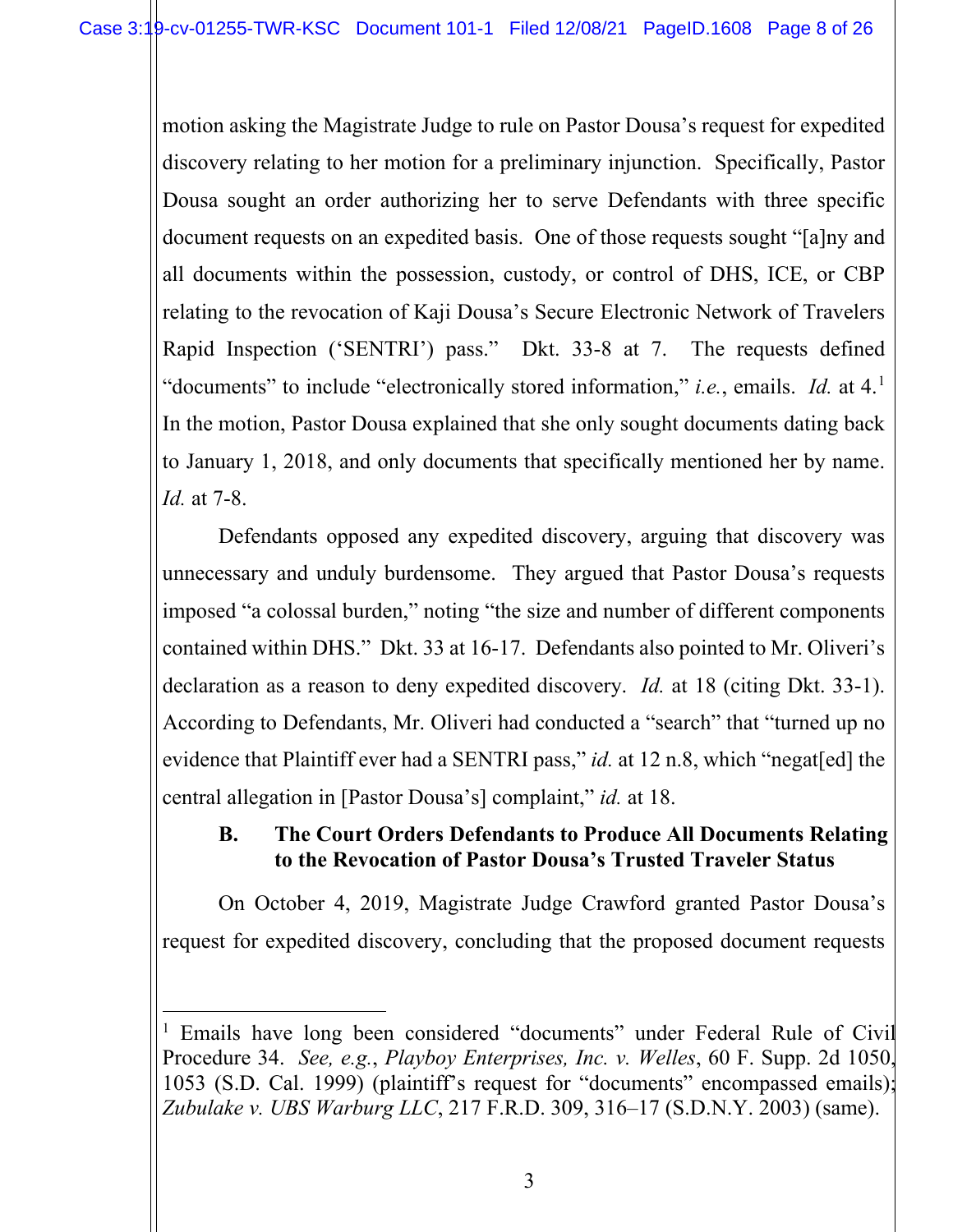motion asking the Magistrate Judge to rule on Pastor Dousa's request for expedited discovery relating to her motion for a preliminary injunction. Specifically, Pastor Dousa sought an order authorizing her to serve Defendants with three specific document requests on an expedited basis. One of those requests sought "[a]ny and all documents within the possession, custody, or control of DHS, ICE, or CBP relating to the revocation of Kaji Dousa's Secure Electronic Network of Travelers Rapid Inspection ('SENTRI') pass." Dkt. 33-8 at 7. The requests defined "documents" to include "electronically stored information," *i.e.*, emails. *Id.* at 4.[1] In the motion, Pastor Dousa explained that she only sought documents dating back to January 1, 2018, and only documents that specifically mentioned her by name. *Id.* at 7-8.

Defendants opposed any expedited discovery, arguing that discovery was unnecessary and unduly burdensome. They argued that Pastor Dousa's requests imposed "a colossal burden," noting "the size and number of different components contained within DHS." Dkt. 33 at 16-17. Defendants also pointed to Mr. Oliveri's declaration as a reason to deny expedited discovery. *Id.* at 18 (citing Dkt. 33-1). According to Defendants, Mr. Oliveri had conducted a "search" that "turned up no evidence that Plaintiff ever had a SENTRI pass," *id.* at 12 n.8, which "negat[ed] the central allegation in [Pastor Dousa's] complaint," *id.* at 18.

### B. The Court Orders Defendants to Produce All Documents Relating to the Revocation of Pastor Dousa's Trusted Traveler Status

On October 4, 2019, Magistrate Judge Crawford granted Pastor Dousa's request for expedited discovery, concluding that the proposed document requests

---

[1] Emails have long been considered "documents" under Federal Rule of Civil Procedure 34. *See, e.g.*, *Playboy Enterprises, Inc. v. Welles*, 60 F. Supp. 2d 1050, 1053 (S.D. Cal. 1999) (plaintiff's request for "documents" encompassed emails); *Zubulake v. UBS Warburg LLC*, 217 F.R.D. 309, 316–17 (S.D.N.Y. 2003) (same).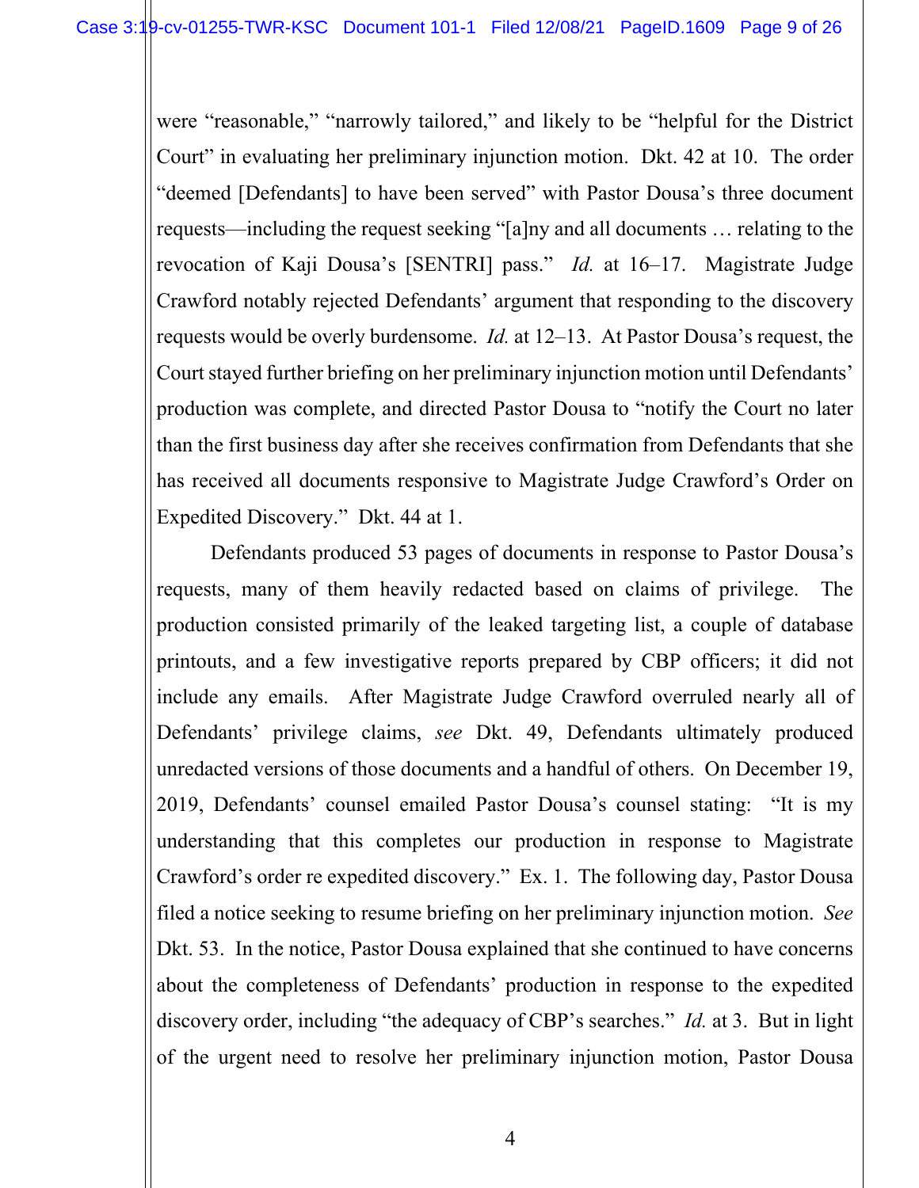were "reasonable," "narrowly tailored," and likely to be "helpful for the District Court" in evaluating her preliminary injunction motion. Dkt. 42 at 10. The order "deemed [Defendants] to have been served" with Pastor Dousa's three document requests—including the request seeking "[a]ny and all documents … relating to the revocation of Kaji Dousa's [SENTRI] pass." *Id.* at 16–17. Magistrate Judge Crawford notably rejected Defendants' argument that responding to the discovery requests would be overly burdensome. *Id.* at 12–13. At Pastor Dousa's request, the Court stayed further briefing on her preliminary injunction motion until Defendants' production was complete, and directed Pastor Dousa to "notify the Court no later than the first business day after she receives confirmation from Defendants that she has received all documents responsive to Magistrate Judge Crawford's Order on Expedited Discovery." Dkt. 44 at 1.

Defendants produced 53 pages of documents in response to Pastor Dousa's requests, many of them heavily redacted based on claims of privilege. The production consisted primarily of the leaked targeting list, a couple of database printouts, and a few investigative reports prepared by CBP officers; it did not include any emails. After Magistrate Judge Crawford overruled nearly all of Defendants' privilege claims, *see* Dkt. 49, Defendants ultimately produced unredacted versions of those documents and a handful of others. On December 19, 2019, Defendants' counsel emailed Pastor Dousa's counsel stating: "It is my understanding that this completes our production in response to Magistrate Crawford's order re expedited discovery." Ex. 1. The following day, Pastor Dousa filed a notice seeking to resume briefing on her preliminary injunction motion. *See* Dkt. 53. In the notice, Pastor Dousa explained that she continued to have concerns about the completeness of Defendants' production in response to the expedited discovery order, including "the adequacy of CBP's searches." *Id.* at 3. But in light of the urgent need to resolve her preliminary injunction motion, Pastor Dousa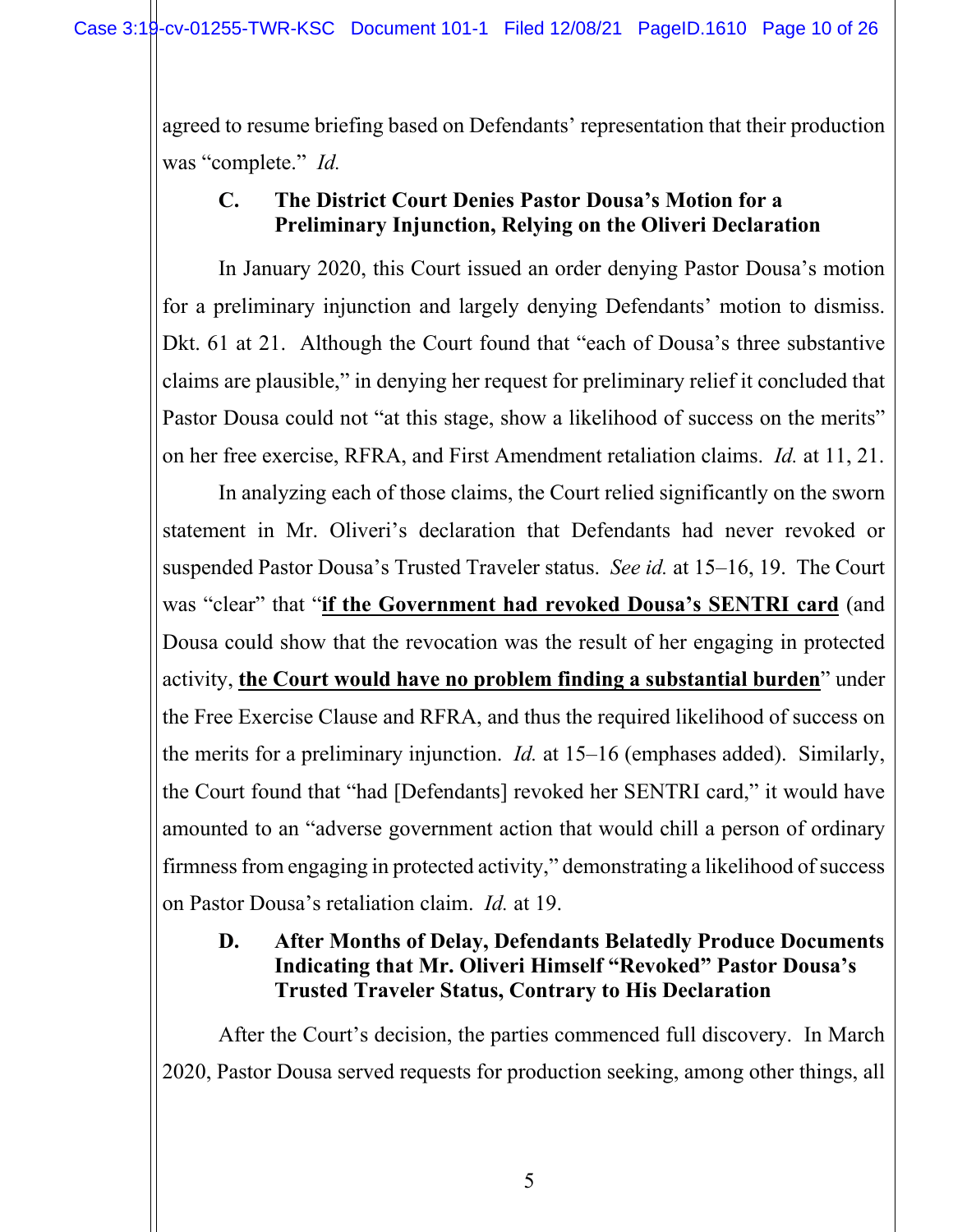agreed to resume briefing based on Defendants' representation that their production was "complete." *Id.*

### C. The District Court Denies Pastor Dousa's Motion for a Preliminary Injunction, Relying on the Oliveri Declaration

In January 2020, this Court issued an order denying Pastor Dousa's motion for a preliminary injunction and largely denying Defendants' motion to dismiss. Dkt. 61 at 21. Although the Court found that "each of Dousa's three substantive claims are plausible," in denying her request for preliminary relief it concluded that Pastor Dousa could not "at this stage, show a likelihood of success on the merits" on her free exercise, RFRA, and First Amendment retaliation claims. *Id.* at 11, 21.

In analyzing each of those claims, the Court relied significantly on the sworn statement in Mr. Oliveri's declaration that Defendants had never revoked or suspended Pastor Dousa's Trusted Traveler status. *See id.* at 15–16, 19. The Court was "clear" that "<u>**if the Government had revoked Dousa's SENTRI card**</u> (and Dousa could show that the revocation was the result of her engaging in protected activity, <u>**the Court would have no problem finding a substantial burden**</u>" under the Free Exercise Clause and RFRA, and thus the required likelihood of success on the merits for a preliminary injunction. *Id.* at 15–16 (emphases added). Similarly, the Court found that "had [Defendants] revoked her SENTRI card," it would have amounted to an "adverse government action that would chill a person of ordinary firmness from engaging in protected activity," demonstrating a likelihood of success on Pastor Dousa's retaliation claim. *Id.* at 19.

### D. After Months of Delay, Defendants Belatedly Produce Documents Indicating that Mr. Oliveri Himself "Revoked" Pastor Dousa's Trusted Traveler Status, Contrary to His Declaration

After the Court's decision, the parties commenced full discovery. In March 2020, Pastor Dousa served requests for production seeking, among other things, all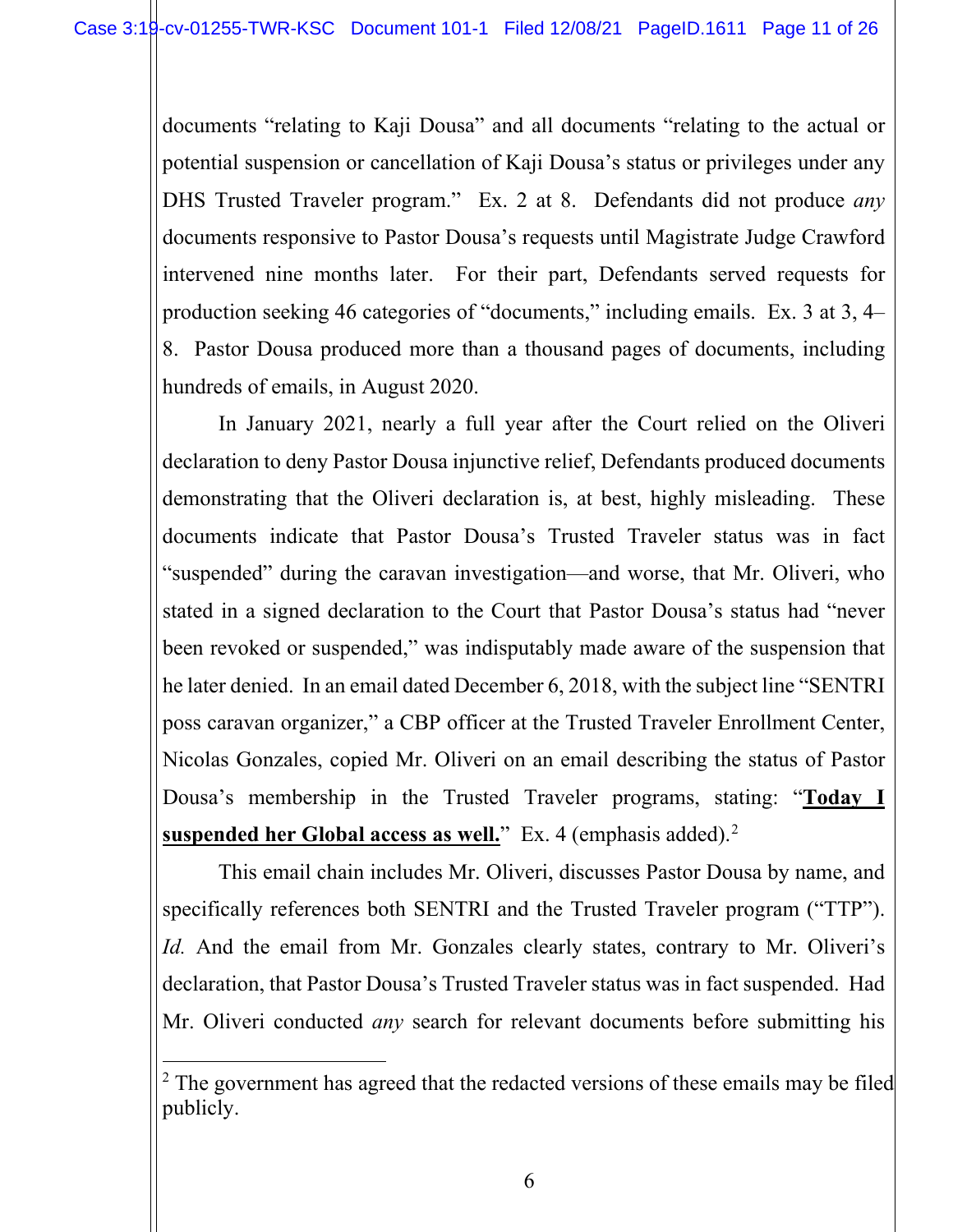documents "relating to Kaji Dousa" and all documents "relating to the actual or potential suspension or cancellation of Kaji Dousa's status or privileges under any DHS Trusted Traveler program." Ex. 2 at 8. Defendants did not produce *any* documents responsive to Pastor Dousa's requests until Magistrate Judge Crawford intervened nine months later. For their part, Defendants served requests for production seeking 46 categories of "documents," including emails. Ex. 3 at 3, 4–8. Pastor Dousa produced more than a thousand pages of documents, including hundreds of emails, in August 2020.

In January 2021, nearly a full year after the Court relied on the Oliveri declaration to deny Pastor Dousa injunctive relief, Defendants produced documents demonstrating that the Oliveri declaration is, at best, highly misleading. These documents indicate that Pastor Dousa's Trusted Traveler status was in fact "suspended" during the caravan investigation—and worse, that Mr. Oliveri, who stated in a signed declaration to the Court that Pastor Dousa's status had "never been revoked or suspended," was indisputably made aware of the suspension that he later denied. In an email dated December 6, 2018, with the subject line "SENTRI poss caravan organizer," a CBP officer at the Trusted Traveler Enrollment Center, Nicolas Gonzales, copied Mr. Oliveri on an email describing the status of Pastor Dousa's membership in the Trusted Traveler programs, stating: "**<u>Today I suspended her Global access as well.</u>**" Ex. 4 (emphasis added).[2]

This email chain includes Mr. Oliveri, discusses Pastor Dousa by name, and specifically references both SENTRI and the Trusted Traveler program ("TTP"). *Id.* And the email from Mr. Gonzales clearly states, contrary to Mr. Oliveri's declaration, that Pastor Dousa's Trusted Traveler status was in fact suspended. Had Mr. Oliveri conducted *any* search for relevant documents before submitting his

---

[2] The government has agreed that the redacted versions of these emails may be filed publicly.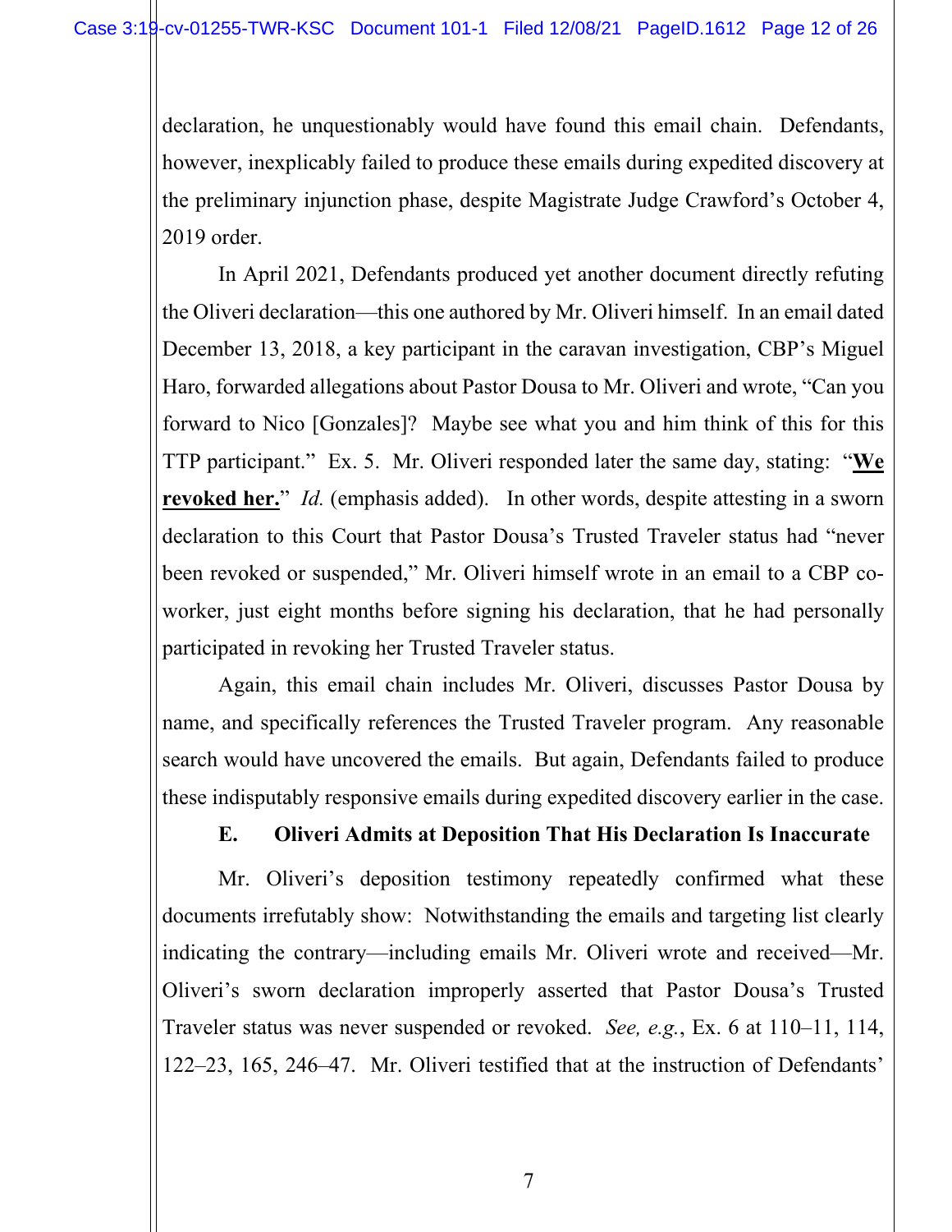declaration, he unquestionably would have found this email chain. Defendants, however, inexplicably failed to produce these emails during expedited discovery at the preliminary injunction phase, despite Magistrate Judge Crawford's October 4, 2019 order.

In April 2021, Defendants produced yet another document directly refuting the Oliveri declaration—this one authored by Mr. Oliveri himself. In an email dated December 13, 2018, a key participant in the caravan investigation, CBP's Miguel Haro, forwarded allegations about Pastor Dousa to Mr. Oliveri and wrote, "Can you forward to Nico [Gonzales]? Maybe see what you and him think of this for this TTP participant." Ex. 5. Mr. Oliveri responded later the same day, stating: "**We revoked her.**" *Id.* (emphasis added). In other words, despite attesting in a sworn declaration to this Court that Pastor Dousa's Trusted Traveler status had "never been revoked or suspended," Mr. Oliveri himself wrote in an email to a CBP co-worker, just eight months before signing his declaration, that he had personally participated in revoking her Trusted Traveler status.

Again, this email chain includes Mr. Oliveri, discusses Pastor Dousa by name, and specifically references the Trusted Traveler program. Any reasonable search would have uncovered the emails. But again, Defendants failed to produce these indisputably responsive emails during expedited discovery earlier in the case.

### E. Oliveri Admits at Deposition That His Declaration Is Inaccurate

Mr. Oliveri's deposition testimony repeatedly confirmed what these documents irrefutably show: Notwithstanding the emails and targeting list clearly indicating the contrary—including emails Mr. Oliveri wrote and received—Mr. Oliveri's sworn declaration improperly asserted that Pastor Dousa's Trusted Traveler status was never suspended or revoked. *See, e.g.*, Ex. 6 at 110–11, 114, 122–23, 165, 246–47. Mr. Oliveri testified that at the instruction of Defendants'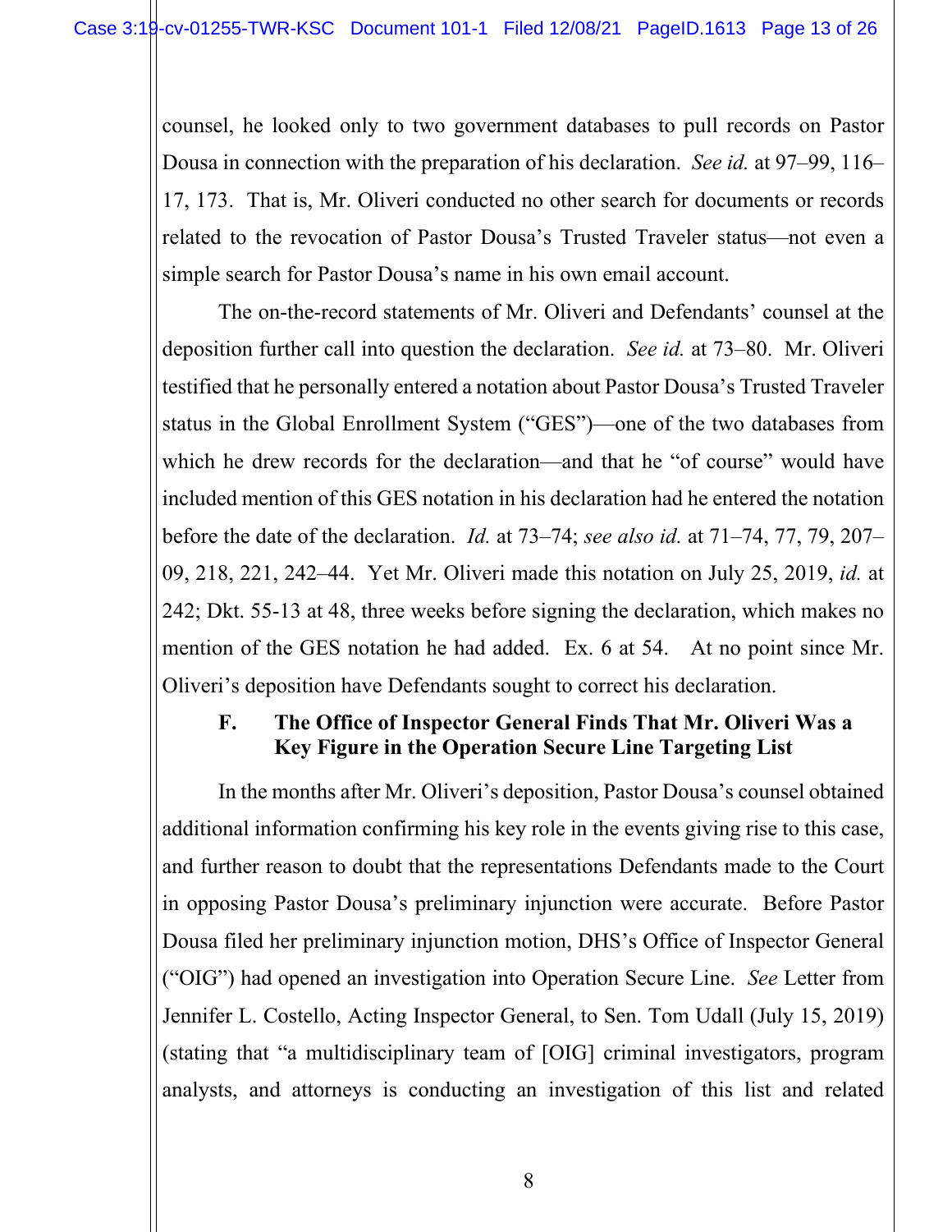counsel, he looked only to two government databases to pull records on Pastor Dousa in connection with the preparation of his declaration. *See id.* at 97–99, 116–17, 173. That is, Mr. Oliveri conducted no other search for documents or records related to the revocation of Pastor Dousa's Trusted Traveler status—not even a simple search for Pastor Dousa's name in his own email account.

The on-the-record statements of Mr. Oliveri and Defendants' counsel at the deposition further call into question the declaration. *See id.* at 73–80. Mr. Oliveri testified that he personally entered a notation about Pastor Dousa's Trusted Traveler status in the Global Enrollment System ("GES")—one of the two databases from which he drew records for the declaration—and that he "of course" would have included mention of this GES notation in his declaration had he entered the notation before the date of the declaration. *Id.* at 73–74; *see also id.* at 71–74, 77, 79, 207–09, 218, 221, 242–44. Yet Mr. Oliveri made this notation on July 25, 2019, *id.* at 242; Dkt. 55-13 at 48, three weeks before signing the declaration, which makes no mention of the GES notation he had added. Ex. 6 at 54. At no point since Mr. Oliveri's deposition have Defendants sought to correct his declaration.

### F. The Office of Inspector General Finds That Mr. Oliveri Was a Key Figure in the Operation Secure Line Targeting List

In the months after Mr. Oliveri's deposition, Pastor Dousa's counsel obtained additional information confirming his key role in the events giving rise to this case, and further reason to doubt that the representations Defendants made to the Court in opposing Pastor Dousa's preliminary injunction were accurate. Before Pastor Dousa filed her preliminary injunction motion, DHS's Office of Inspector General ("OIG") had opened an investigation into Operation Secure Line. *See* Letter from Jennifer L. Costello, Acting Inspector General, to Sen. Tom Udall (July 15, 2019) (stating that "a multidisciplinary team of [OIG] criminal investigators, program analysts, and attorneys is conducting an investigation of this list and related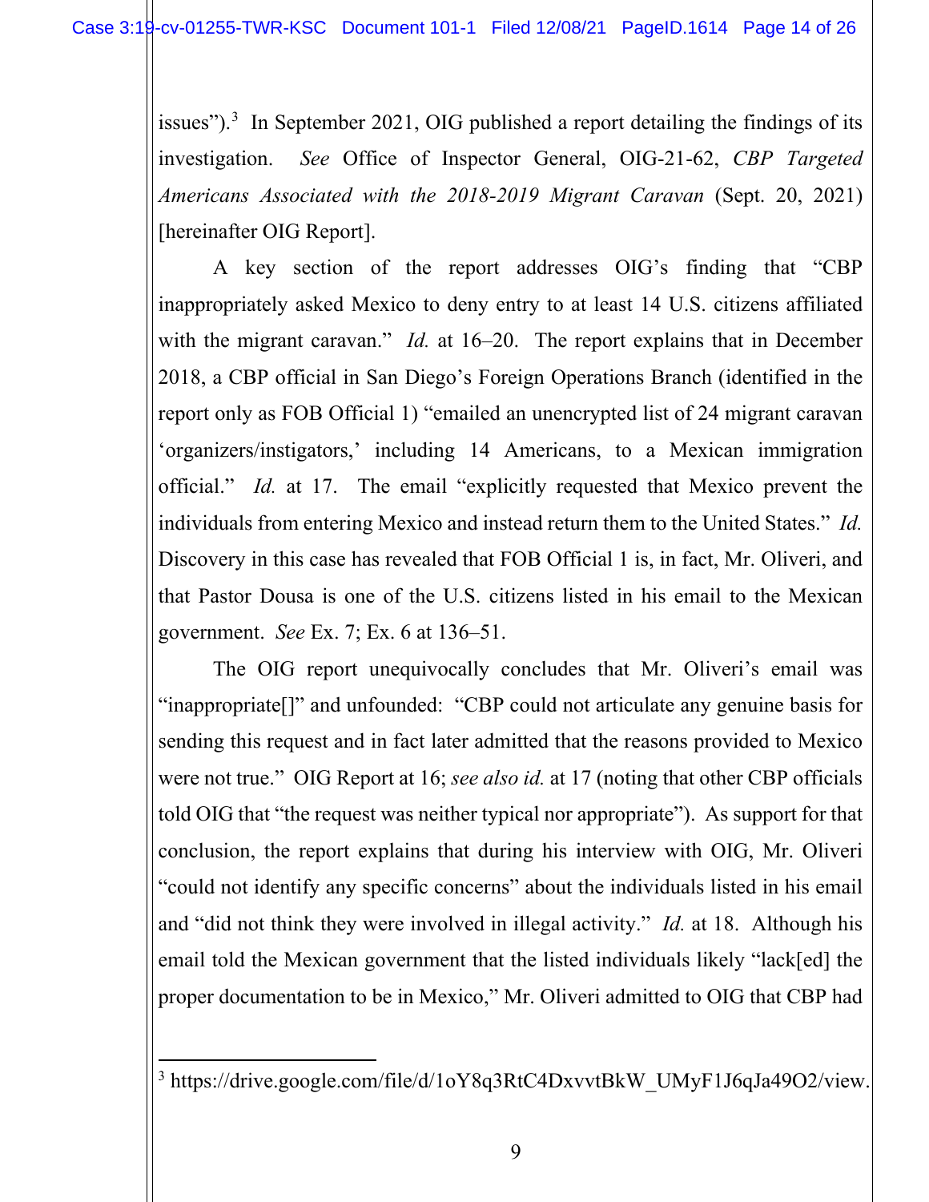issues").[3] In September 2021, OIG published a report detailing the findings of its investigation. *See* Office of Inspector General, OIG-21-62, *CBP Targeted Americans Associated with the 2018-2019 Migrant Caravan* (Sept. 20, 2021) [hereinafter OIG Report].

A key section of the report addresses OIG's finding that "CBP inappropriately asked Mexico to deny entry to at least 14 U.S. citizens affiliated with the migrant caravan." *Id.* at 16–20. The report explains that in December 2018, a CBP official in San Diego's Foreign Operations Branch (identified in the report only as FOB Official 1) "emailed an unencrypted list of 24 migrant caravan 'organizers/instigators,' including 14 Americans, to a Mexican immigration official." *Id.* at 17. The email "explicitly requested that Mexico prevent the individuals from entering Mexico and instead return them to the United States." *Id.* Discovery in this case has revealed that FOB Official 1 is, in fact, Mr. Oliveri, and that Pastor Dousa is one of the U.S. citizens listed in his email to the Mexican government. *See* Ex. 7; Ex. 6 at 136–51.

The OIG report unequivocally concludes that Mr. Oliveri's email was "inappropriate[]" and unfounded: "CBP could not articulate any genuine basis for sending this request and in fact later admitted that the reasons provided to Mexico were not true." OIG Report at 16; *see also id.* at 17 (noting that other CBP officials told OIG that "the request was neither typical nor appropriate"). As support for that conclusion, the report explains that during his interview with OIG, Mr. Oliveri "could not identify any specific concerns" about the individuals listed in his email and "did not think they were involved in illegal activity." *Id.* at 18. Although his email told the Mexican government that the listed individuals likely "lack[ed] the proper documentation to be in Mexico," Mr. Oliveri admitted to OIG that CBP had

---

[3] https://drive.google.com/file/d/1oY8q3RtC4DxvvtBkW_UMyF1J6qJa49O2/view.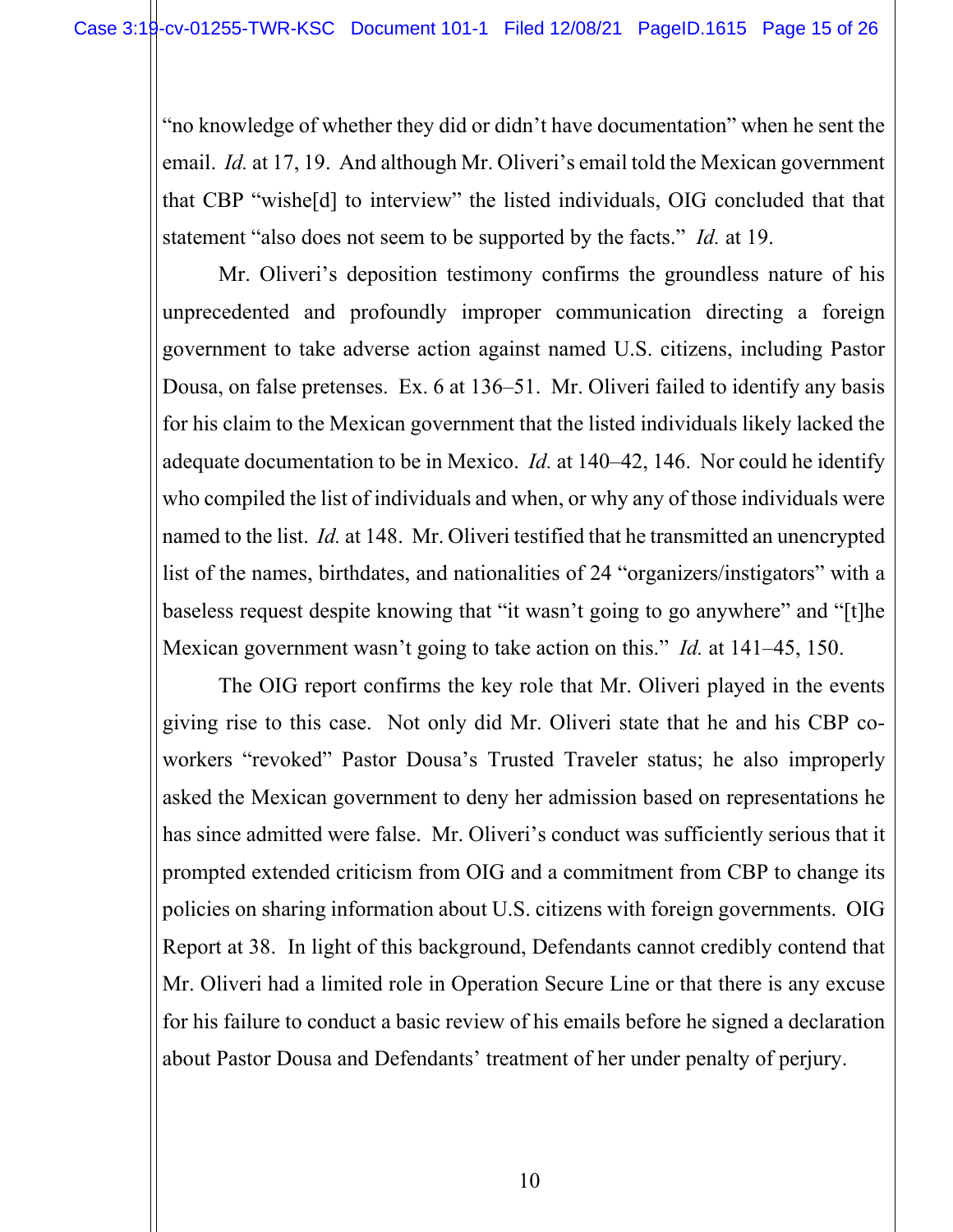"no knowledge of whether they did or didn't have documentation" when he sent the email. *Id.* at 17, 19. And although Mr. Oliveri's email told the Mexican government that CBP "wishe[d] to interview" the listed individuals, OIG concluded that that statement "also does not seem to be supported by the facts." *Id.* at 19.

Mr. Oliveri's deposition testimony confirms the groundless nature of his unprecedented and profoundly improper communication directing a foreign government to take adverse action against named U.S. citizens, including Pastor Dousa, on false pretenses. Ex. 6 at 136–51. Mr. Oliveri failed to identify any basis for his claim to the Mexican government that the listed individuals likely lacked the adequate documentation to be in Mexico. *Id.* at 140–42, 146. Nor could he identify who compiled the list of individuals and when, or why any of those individuals were named to the list. *Id.* at 148. Mr. Oliveri testified that he transmitted an unencrypted list of the names, birthdates, and nationalities of 24 "organizers/instigators" with a baseless request despite knowing that "it wasn't going to go anywhere" and "[t]he Mexican government wasn't going to take action on this." *Id.* at 141–45, 150.

The OIG report confirms the key role that Mr. Oliveri played in the events giving rise to this case. Not only did Mr. Oliveri state that he and his CBP co-workers "revoked" Pastor Dousa's Trusted Traveler status; he also improperly asked the Mexican government to deny her admission based on representations he has since admitted were false. Mr. Oliveri's conduct was sufficiently serious that it prompted extended criticism from OIG and a commitment from CBP to change its policies on sharing information about U.S. citizens with foreign governments. OIG Report at 38. In light of this background, Defendants cannot credibly contend that Mr. Oliveri had a limited role in Operation Secure Line or that there is any excuse for his failure to conduct a basic review of his emails before he signed a declaration about Pastor Dousa and Defendants' treatment of her under penalty of perjury.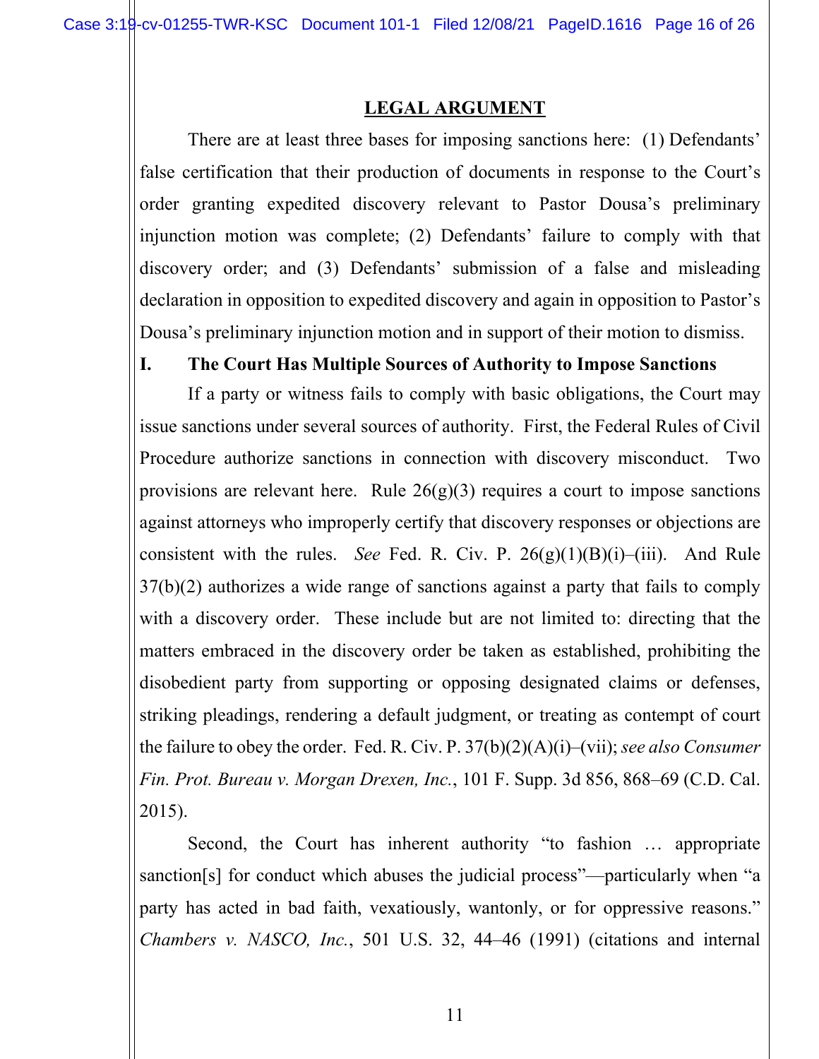## LEGAL ARGUMENT

There are at least three bases for imposing sanctions here: (1) Defendants' false certification that their production of documents in response to the Court's order granting expedited discovery relevant to Pastor Dousa's preliminary injunction motion was complete; (2) Defendants' failure to comply with that discovery order; and (3) Defendants' submission of a false and misleading declaration in opposition to expedited discovery and again in opposition to Pastor's Dousa's preliminary injunction motion and in support of their motion to dismiss.

### I. The Court Has Multiple Sources of Authority to Impose Sanctions

If a party or witness fails to comply with basic obligations, the Court may issue sanctions under several sources of authority. First, the Federal Rules of Civil Procedure authorize sanctions in connection with discovery misconduct. Two provisions are relevant here. Rule 26(g)(3) requires a court to impose sanctions against attorneys who improperly certify that discovery responses or objections are consistent with the rules. *See* Fed. R. Civ. P. 26(g)(1)(B)(i)–(iii). And Rule 37(b)(2) authorizes a wide range of sanctions against a party that fails to comply with a discovery order. These include but are not limited to: directing that the matters embraced in the discovery order be taken as established, prohibiting the disobedient party from supporting or opposing designated claims or defenses, striking pleadings, rendering a default judgment, or treating as contempt of court the failure to obey the order. Fed. R. Civ. P. 37(b)(2)(A)(i)–(vii); *see also Consumer Fin. Prot. Bureau v. Morgan Drexen, Inc.*, 101 F. Supp. 3d 856, 868–69 (C.D. Cal. 2015).

Second, the Court has inherent authority "to fashion … appropriate sanction[s] for conduct which abuses the judicial process"—particularly when "a party has acted in bad faith, vexatiously, wantonly, or for oppressive reasons." *Chambers v. NASCO, Inc.*, 501 U.S. 32, 44–46 (1991) (citations and internal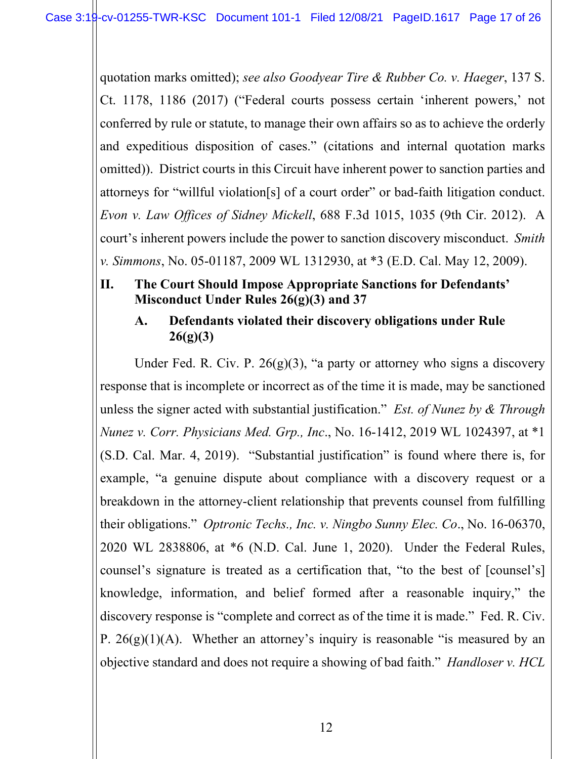quotation marks omitted); *see also Goodyear Tire & Rubber Co. v. Haeger*, 137 S. Ct. 1178, 1186 (2017) ("Federal courts possess certain 'inherent powers,' not conferred by rule or statute, to manage their own affairs so as to achieve the orderly and expeditious disposition of cases." (citations and internal quotation marks omitted)). District courts in this Circuit have inherent power to sanction parties and attorneys for "willful violation[s] of a court order" or bad-faith litigation conduct. *Evon v. Law Offices of Sidney Mickell*, 688 F.3d 1015, 1035 (9th Cir. 2012). A court's inherent powers include the power to sanction discovery misconduct. *Smith v. Simmons*, No. 05-01187, 2009 WL 1312930, at *3 (E.D. Cal. May 12, 2009).

## II. The Court Should Impose Appropriate Sanctions for Defendants' Misconduct Under Rules 26(g)(3) and 37

### A. Defendants violated their discovery obligations under Rule 26(g)(3)

Under Fed. R. Civ. P. 26(g)(3), "a party or attorney who signs a discovery response that is incomplete or incorrect as of the time it is made, may be sanctioned unless the signer acted with substantial justification." *Est. of Nunez by & Through Nunez v. Corr. Physicians Med. Grp., Inc*., No. 16-1412, 2019 WL 1024397, at *1 (S.D. Cal. Mar. 4, 2019). "Substantial justification" is found where there is, for example, "a genuine dispute about compliance with a discovery request or a breakdown in the attorney-client relationship that prevents counsel from fulfilling their obligations." *Optronic Techs., Inc. v. Ningbo Sunny Elec. Co*., No. 16-06370, 2020 WL 2838806, at *6 (N.D. Cal. June 1, 2020). Under the Federal Rules, counsel's signature is treated as a certification that, "to the best of [counsel's] knowledge, information, and belief formed after a reasonable inquiry," the discovery response is "complete and correct as of the time it is made." Fed. R. Civ. P. 26(g)(1)(A). Whether an attorney's inquiry is reasonable "is measured by an objective standard and does not require a showing of bad faith." *Handloser v. HCL*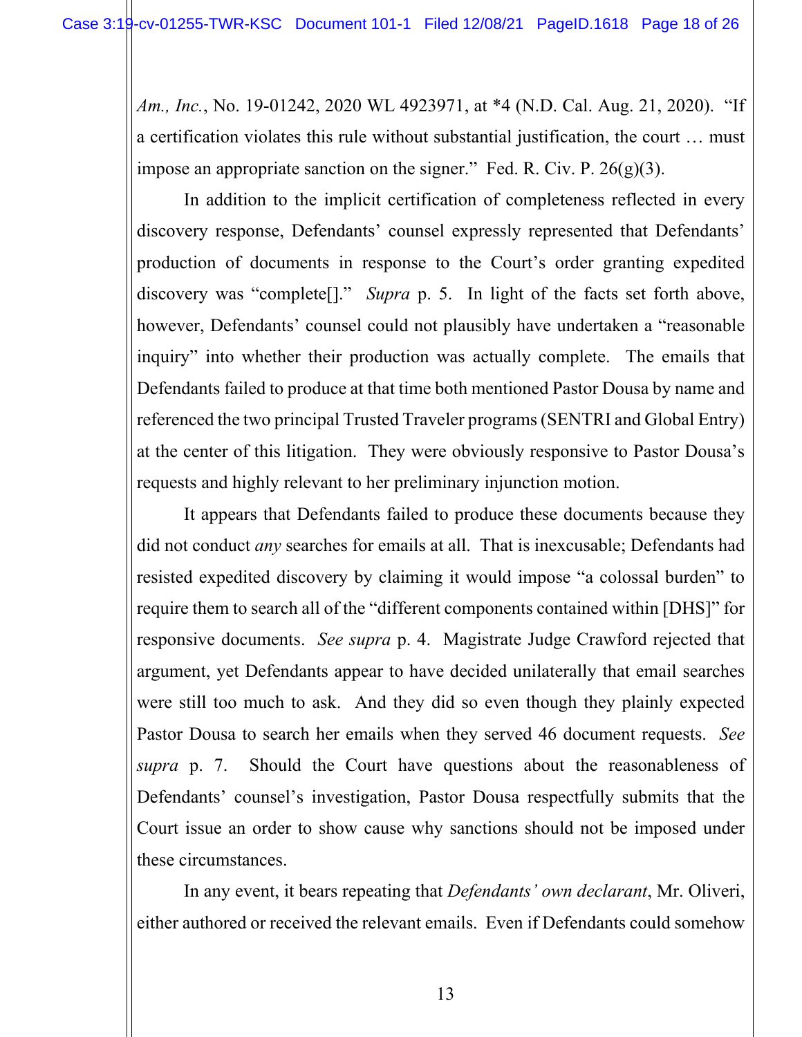*Am., Inc.*, No. 19-01242, 2020 WL 4923971, at *4 (N.D. Cal. Aug. 21, 2020). "If a certification violates this rule without substantial justification, the court … must impose an appropriate sanction on the signer." Fed. R. Civ. P. 26(g)(3).

In addition to the implicit certification of completeness reflected in every discovery response, Defendants' counsel expressly represented that Defendants' production of documents in response to the Court's order granting expedited discovery was "complete[]." *Supra* p. 5. In light of the facts set forth above, however, Defendants' counsel could not plausibly have undertaken a "reasonable inquiry" into whether their production was actually complete. The emails that Defendants failed to produce at that time both mentioned Pastor Dousa by name and referenced the two principal Trusted Traveler programs (SENTRI and Global Entry) at the center of this litigation. They were obviously responsive to Pastor Dousa's requests and highly relevant to her preliminary injunction motion.

It appears that Defendants failed to produce these documents because they did not conduct *any* searches for emails at all. That is inexcusable; Defendants had resisted expedited discovery by claiming it would impose "a colossal burden" to require them to search all of the "different components contained within [DHS]" for responsive documents. *See supra* p. 4. Magistrate Judge Crawford rejected that argument, yet Defendants appear to have decided unilaterally that email searches were still too much to ask. And they did so even though they plainly expected Pastor Dousa to search her emails when they served 46 document requests. *See supra* p. 7. Should the Court have questions about the reasonableness of Defendants' counsel's investigation, Pastor Dousa respectfully submits that the Court issue an order to show cause why sanctions should not be imposed under these circumstances.

In any event, it bears repeating that *Defendants' own declarant*, Mr. Oliveri, either authored or received the relevant emails. Even if Defendants could somehow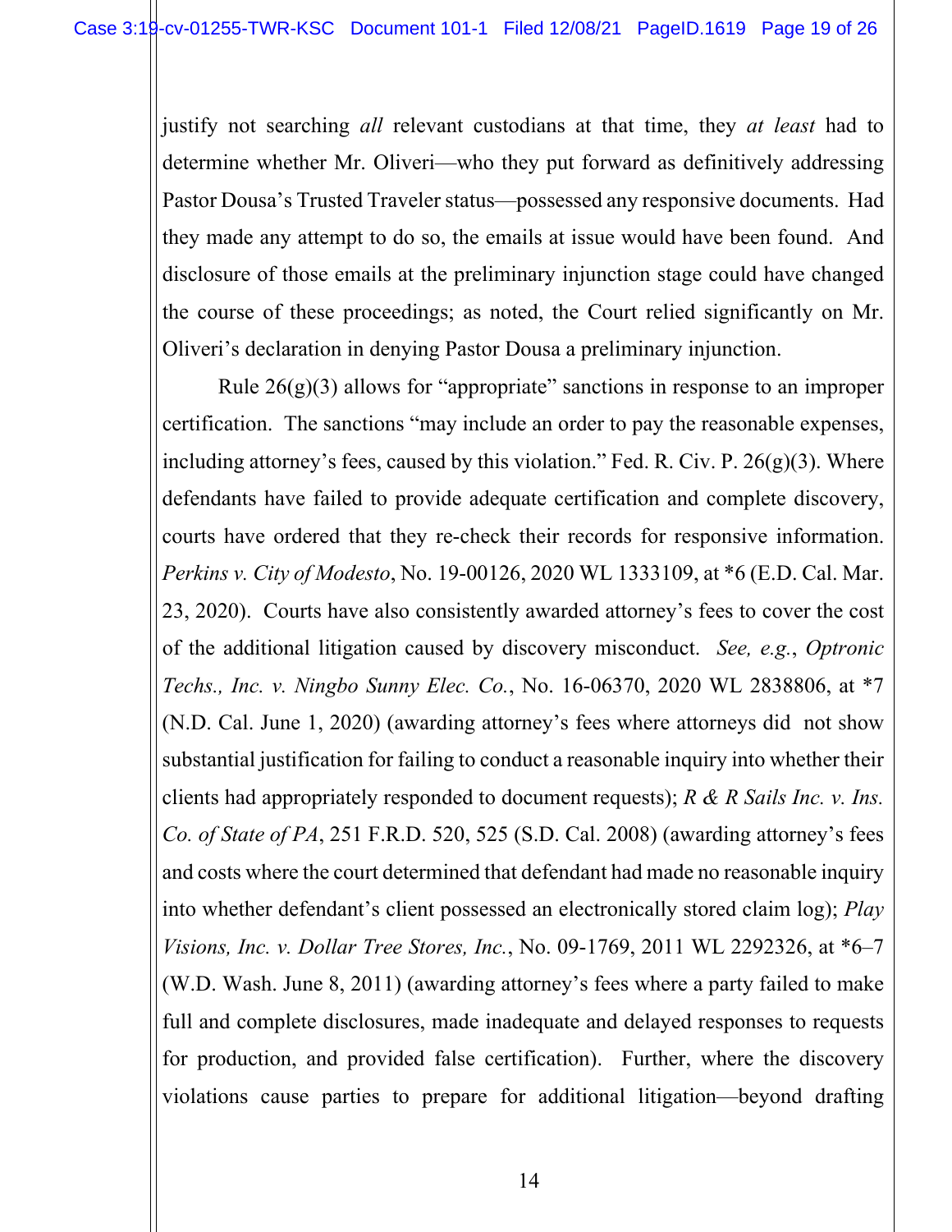justify not searching *all* relevant custodians at that time, they *at least* had to determine whether Mr. Oliveri—who they put forward as definitively addressing Pastor Dousa's Trusted Traveler status—possessed any responsive documents. Had they made any attempt to do so, the emails at issue would have been found. And disclosure of those emails at the preliminary injunction stage could have changed the course of these proceedings; as noted, the Court relied significantly on Mr. Oliveri's declaration in denying Pastor Dousa a preliminary injunction.

Rule 26(g)(3) allows for "appropriate" sanctions in response to an improper certification. The sanctions "may include an order to pay the reasonable expenses, including attorney's fees, caused by this violation." Fed. R. Civ. P. 26(g)(3). Where defendants have failed to provide adequate certification and complete discovery, courts have ordered that they re-check their records for responsive information. *Perkins v. City of Modesto*, No. 19-00126, 2020 WL 1333109, at *6 (E.D. Cal. Mar. 23, 2020). Courts have also consistently awarded attorney's fees to cover the cost of the additional litigation caused by discovery misconduct. *See, e.g.*, *Optronic Techs., Inc. v. Ningbo Sunny Elec. Co.*, No. 16-06370, 2020 WL 2838806, at *7 (N.D. Cal. June 1, 2020) (awarding attorney's fees where attorneys did not show substantial justification for failing to conduct a reasonable inquiry into whether their clients had appropriately responded to document requests); *R & R Sails Inc. v. Ins. Co. of State of PA*, 251 F.R.D. 520, 525 (S.D. Cal. 2008) (awarding attorney's fees and costs where the court determined that defendant had made no reasonable inquiry into whether defendant's client possessed an electronically stored claim log); *Play Visions, Inc. v. Dollar Tree Stores, Inc.*, No. 09-1769, 2011 WL 2292326, at *6–7 (W.D. Wash. June 8, 2011) (awarding attorney's fees where a party failed to make full and complete disclosures, made inadequate and delayed responses to requests for production, and provided false certification). Further, where the discovery violations cause parties to prepare for additional litigation—beyond drafting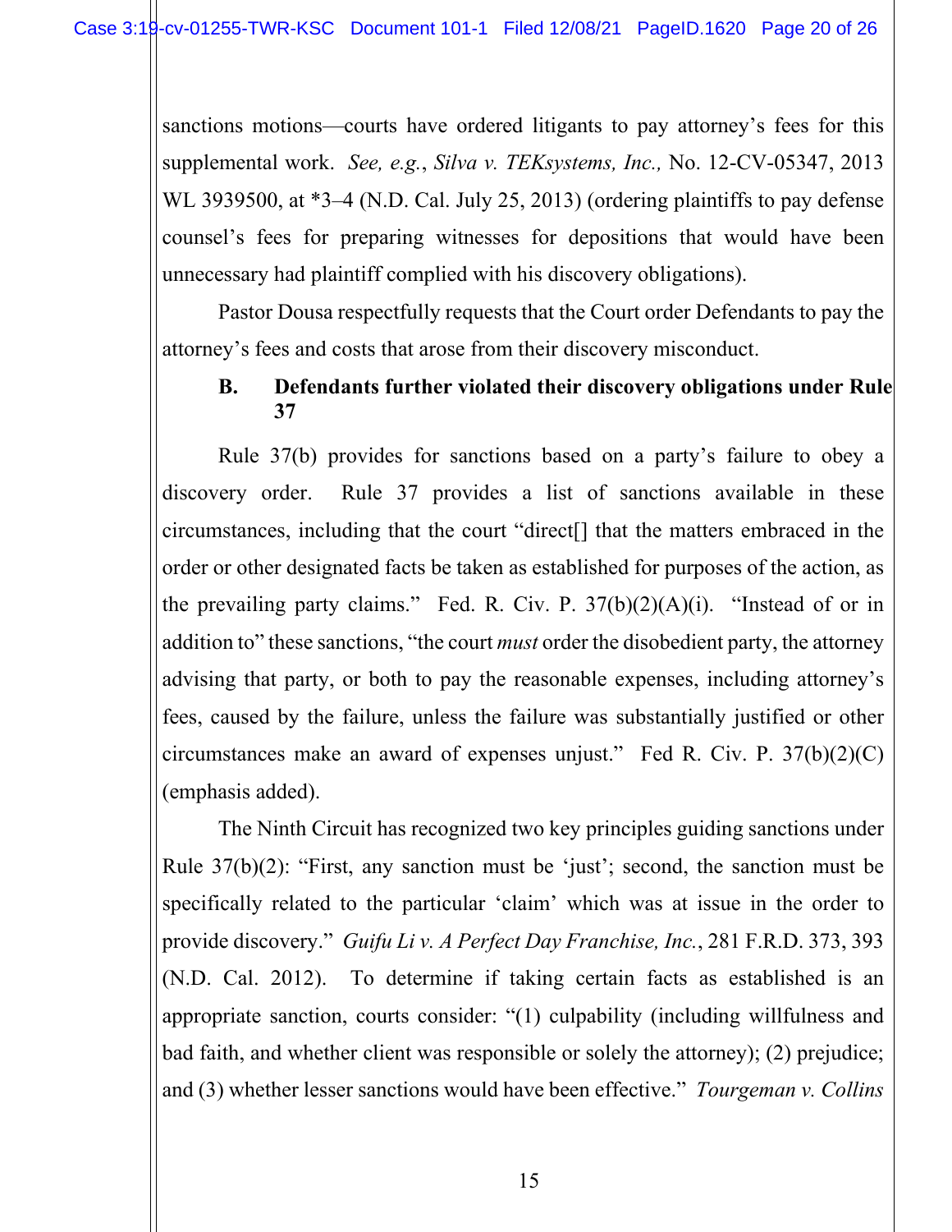sanctions motions—courts have ordered litigants to pay attorney's fees for this supplemental work. *See, e.g.*, *Silva v. TEKsystems, Inc.,* No. 12-CV-05347, 2013 WL 3939500, at *3–4 (N.D. Cal. July 25, 2013) (ordering plaintiffs to pay defense counsel's fees for preparing witnesses for depositions that would have been unnecessary had plaintiff complied with his discovery obligations).

Pastor Dousa respectfully requests that the Court order Defendants to pay the attorney's fees and costs that arose from their discovery misconduct.

### B. Defendants further violated their discovery obligations under Rule 37

Rule 37(b) provides for sanctions based on a party's failure to obey a discovery order. Rule 37 provides a list of sanctions available in these circumstances, including that the court "direct[] that the matters embraced in the order or other designated facts be taken as established for purposes of the action, as the prevailing party claims." Fed. R. Civ. P. 37(b)(2)(A)(i). "Instead of or in addition to" these sanctions, "the court *must* order the disobedient party, the attorney advising that party, or both to pay the reasonable expenses, including attorney's fees, caused by the failure, unless the failure was substantially justified or other circumstances make an award of expenses unjust." Fed R. Civ. P. 37(b)(2)(C) (emphasis added).

The Ninth Circuit has recognized two key principles guiding sanctions under Rule 37(b)(2): "First, any sanction must be 'just'; second, the sanction must be specifically related to the particular 'claim' which was at issue in the order to provide discovery." *Guifu Li v. A Perfect Day Franchise, Inc.*, 281 F.R.D. 373, 393 (N.D. Cal. 2012). To determine if taking certain facts as established is an appropriate sanction, courts consider: "(1) culpability (including willfulness and bad faith, and whether client was responsible or solely the attorney); (2) prejudice; and (3) whether lesser sanctions would have been effective." *Tourgeman v. Collins*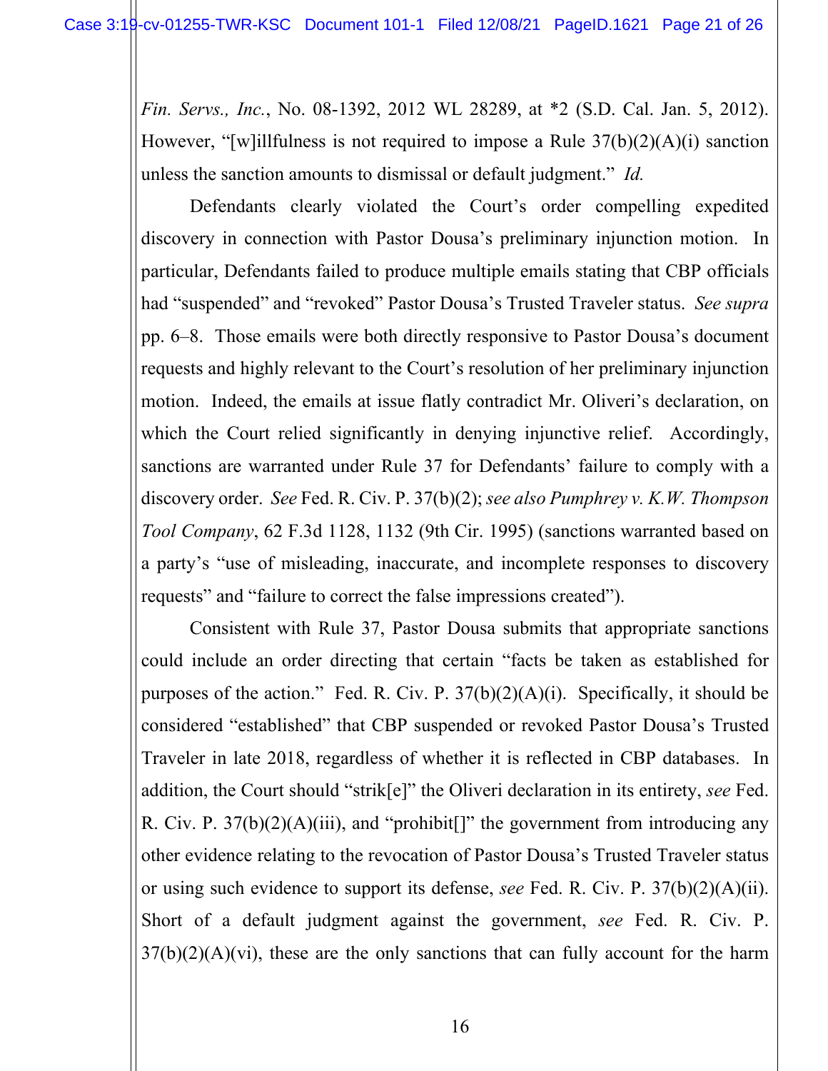*Fin. Servs., Inc.*, No. 08-1392, 2012 WL 28289, at *2 (S.D. Cal. Jan. 5, 2012). However, "[w]illfulness is not required to impose a Rule 37(b)(2)(A)(i) sanction unless the sanction amounts to dismissal or default judgment." *Id.*

Defendants clearly violated the Court's order compelling expedited discovery in connection with Pastor Dousa's preliminary injunction motion. In particular, Defendants failed to produce multiple emails stating that CBP officials had "suspended" and "revoked" Pastor Dousa's Trusted Traveler status. *See supra* pp. 6–8. Those emails were both directly responsive to Pastor Dousa's document requests and highly relevant to the Court's resolution of her preliminary injunction motion. Indeed, the emails at issue flatly contradict Mr. Oliveri's declaration, on which the Court relied significantly in denying injunctive relief. Accordingly, sanctions are warranted under Rule 37 for Defendants' failure to comply with a discovery order. *See* Fed. R. Civ. P. 37(b)(2); *see also Pumphrey v. K.W. Thompson Tool Company*, 62 F.3d 1128, 1132 (9th Cir. 1995) (sanctions warranted based on a party's "use of misleading, inaccurate, and incomplete responses to discovery requests" and "failure to correct the false impressions created").

Consistent with Rule 37, Pastor Dousa submits that appropriate sanctions could include an order directing that certain "facts be taken as established for purposes of the action." Fed. R. Civ. P. 37(b)(2)(A)(i). Specifically, it should be considered "established" that CBP suspended or revoked Pastor Dousa's Trusted Traveler in late 2018, regardless of whether it is reflected in CBP databases. In addition, the Court should "strik[e]" the Oliveri declaration in its entirety, *see* Fed. R. Civ. P. 37(b)(2)(A)(iii), and "prohibit[]" the government from introducing any other evidence relating to the revocation of Pastor Dousa's Trusted Traveler status or using such evidence to support its defense, *see* Fed. R. Civ. P. 37(b)(2)(A)(ii). Short of a default judgment against the government, *see* Fed. R. Civ. P. 37(b)(2)(A)(vi), these are the only sanctions that can fully account for the harm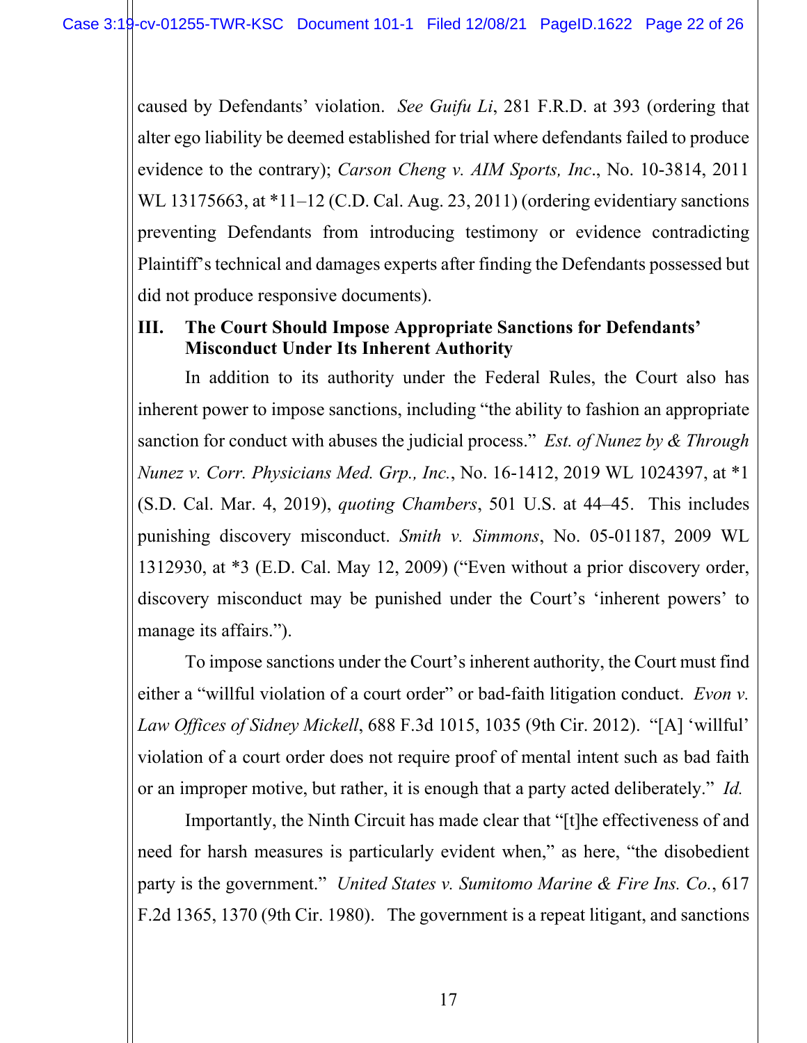caused by Defendants' violation. *See Guifu Li*, 281 F.R.D. at 393 (ordering that alter ego liability be deemed established for trial where defendants failed to produce evidence to the contrary); *Carson Cheng v. AIM Sports, Inc*., No. 10-3814, 2011 WL 13175663, at *11–12 (C.D. Cal. Aug. 23, 2011) (ordering evidentiary sanctions preventing Defendants from introducing testimony or evidence contradicting Plaintiff's technical and damages experts after finding the Defendants possessed but did not produce responsive documents).

## III. The Court Should Impose Appropriate Sanctions for Defendants' Misconduct Under Its Inherent Authority

In addition to its authority under the Federal Rules, the Court also has inherent power to impose sanctions, including "the ability to fashion an appropriate sanction for conduct with abuses the judicial process." *Est. of Nunez by & Through Nunez v. Corr. Physicians Med. Grp., Inc.*, No. 16-1412, 2019 WL 1024397, at *1 (S.D. Cal. Mar. 4, 2019), *quoting Chambers*, 501 U.S. at 44–45. This includes punishing discovery misconduct. *Smith v. Simmons*, No. 05-01187, 2009 WL 1312930, at *3 (E.D. Cal. May 12, 2009) ("Even without a prior discovery order, discovery misconduct may be punished under the Court's 'inherent powers' to manage its affairs.").

To impose sanctions under the Court's inherent authority, the Court must find either a "willful violation of a court order" or bad-faith litigation conduct. *Evon v. Law Offices of Sidney Mickell*, 688 F.3d 1015, 1035 (9th Cir. 2012). "[A] 'willful' violation of a court order does not require proof of mental intent such as bad faith or an improper motive, but rather, it is enough that a party acted deliberately." *Id.*

Importantly, the Ninth Circuit has made clear that "[t]he effectiveness of and need for harsh measures is particularly evident when," as here, "the disobedient party is the government." *United States v. Sumitomo Marine & Fire Ins. Co.*, 617 F.2d 1365, 1370 (9th Cir. 1980). The government is a repeat litigant, and sanctions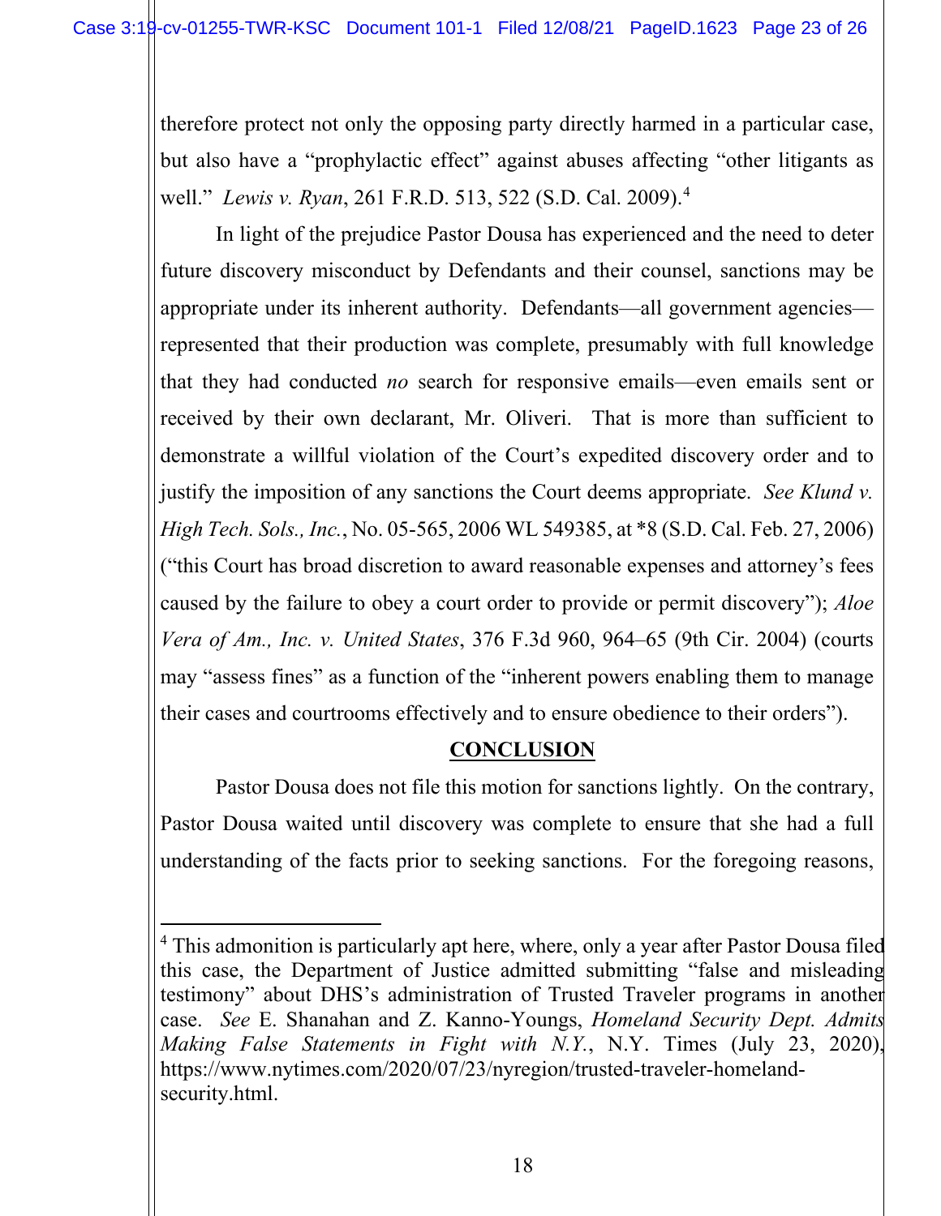therefore protect not only the opposing party directly harmed in a particular case, but also have a "prophylactic effect" against abuses affecting "other litigants as well." *Lewis v. Ryan*, 261 F.R.D. 513, 522 (S.D. Cal. 2009).[4]

In light of the prejudice Pastor Dousa has experienced and the need to deter future discovery misconduct by Defendants and their counsel, sanctions may be appropriate under its inherent authority. Defendants—all government agencies—represented that their production was complete, presumably with full knowledge that they had conducted *no* search for responsive emails—even emails sent or received by their own declarant, Mr. Oliveri. That is more than sufficient to demonstrate a willful violation of the Court's expedited discovery order and to justify the imposition of any sanctions the Court deems appropriate. *See Klund v. High Tech. Sols., Inc.*, No. 05-565, 2006 WL 549385, at *8 (S.D. Cal. Feb. 27, 2006) ("this Court has broad discretion to award reasonable expenses and attorney's fees caused by the failure to obey a court order to provide or permit discovery"); *Aloe Vera of Am., Inc. v. United States*, 376 F.3d 960, 964–65 (9th Cir. 2004) (courts may "assess fines" as a function of the "inherent powers enabling them to manage their cases and courtrooms effectively and to ensure obedience to their orders").

## CONCLUSION

Pastor Dousa does not file this motion for sanctions lightly. On the contrary, Pastor Dousa waited until discovery was complete to ensure that she had a full understanding of the facts prior to seeking sanctions. For the foregoing reasons,

---

[4] This admonition is particularly apt here, where, only a year after Pastor Dousa filed this case, the Department of Justice admitted submitting "false and misleading testimony" about DHS's administration of Trusted Traveler programs in another case. *See* E. Shanahan and Z. Kanno-Youngs, *Homeland Security Dept. Admits Making False Statements in Fight with N.Y.*, N.Y. Times (July 23, 2020), https://www.nytimes.com/2020/07/23/nyregion/trusted-traveler-homeland-security.html.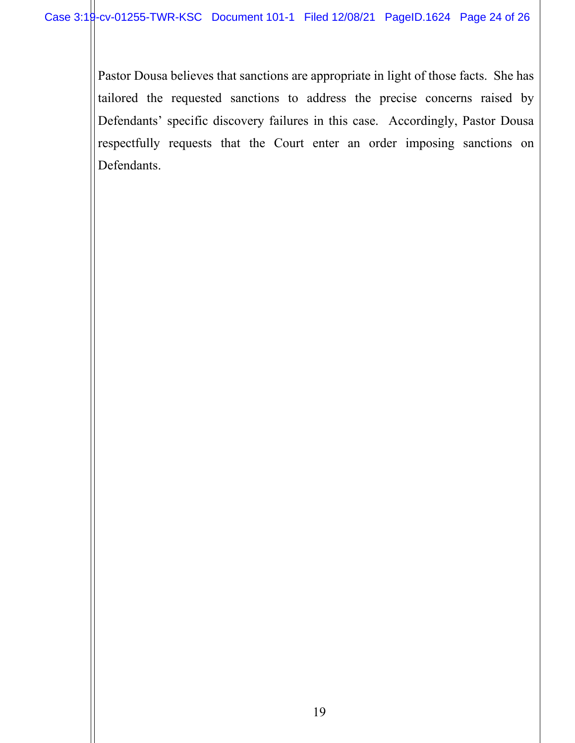Pastor Dousa believes that sanctions are appropriate in light of those facts. She has tailored the requested sanctions to address the precise concerns raised by Defendants' specific discovery failures in this case. Accordingly, Pastor Dousa respectfully requests that the Court enter an order imposing sanctions on Defendants.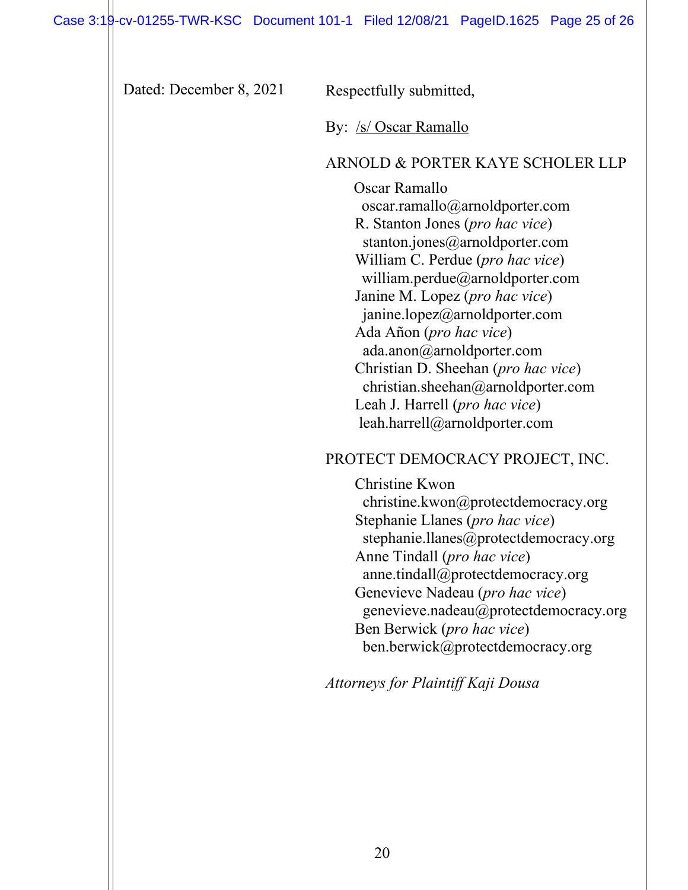Dated: December 8, 2021

Respectfully submitted,

By: /s/ Oscar Ramallo

ARNOLD & PORTER KAYE SCHOLER LLP

Oscar Ramallo
oscar.ramallo@arnoldporter.com
R. Stanton Jones (*pro hac vice*)
stanton.jones@arnoldporter.com
William C. Perdue (*pro hac vice*)
william.perdue@arnoldporter.com
Janine M. Lopez (*pro hac vice*)
janine.lopez@arnoldporter.com
Ada Añon (*pro hac vice*)
ada.anon@arnoldporter.com
Christian D. Sheehan (*pro hac vice*)
christian.sheehan@arnoldporter.com
Leah J. Harrell (*pro hac vice*)
leah.harrell@arnoldporter.com

PROTECT DEMOCRACY PROJECT, INC.

Christine Kwon
christine.kwon@protectdemocracy.org
Stephanie Llanes (*pro hac vice*)
stephanie.llanes@protectdemocracy.org
Anne Tindall (*pro hac vice*)
anne.tindall@protectdemocracy.org
Genevieve Nadeau (*pro hac vice*)
genevieve.nadeau@protectdemocracy.org
Ben Berwick (*pro hac vice*)
ben.berwick@protectdemocracy.org

*Attorneys for Plaintiff Kaji Dousa*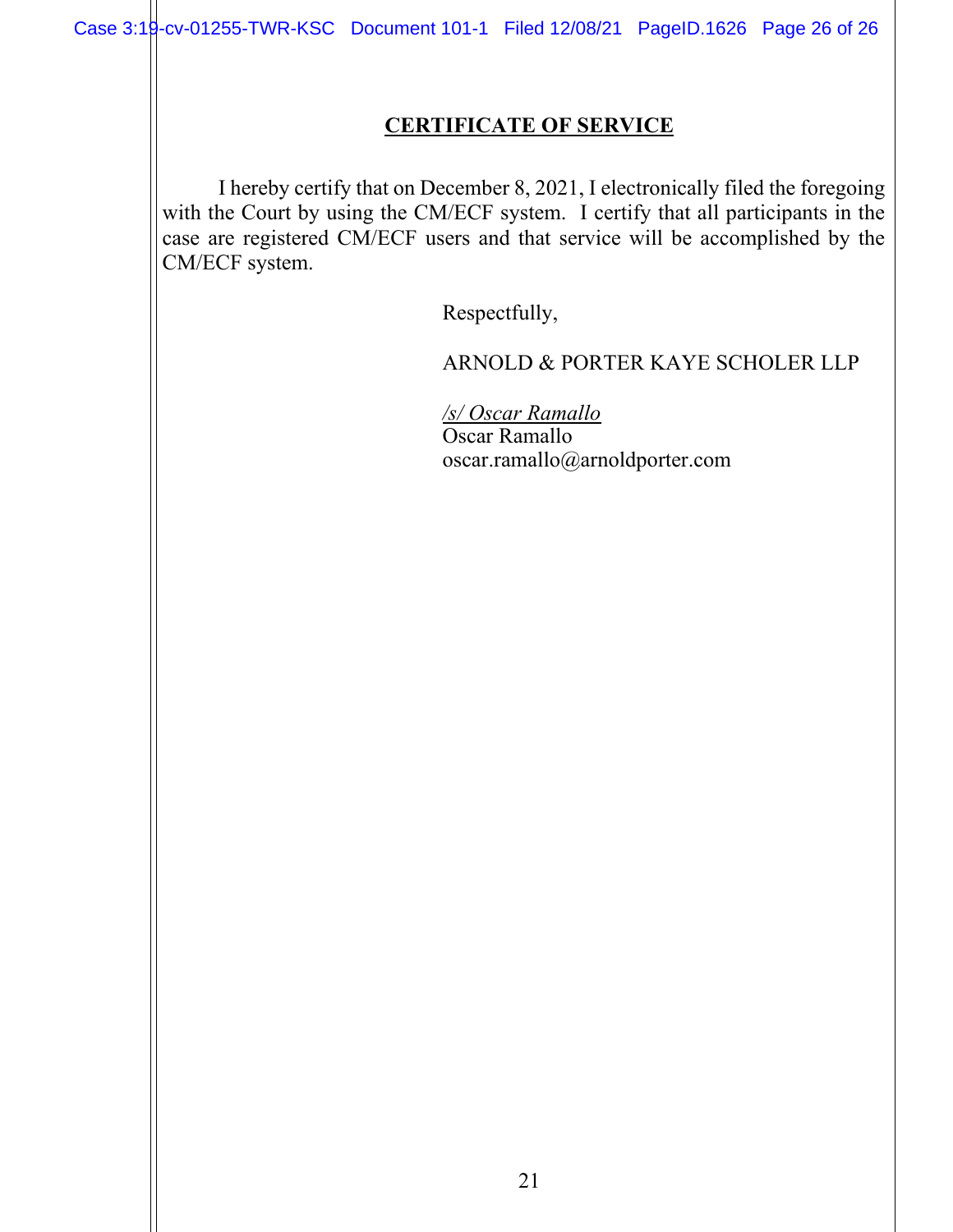## **CERTIFICATE OF SERVICE**

I hereby certify that on December 8, 2021, I electronically filed the foregoing with the Court by using the CM/ECF system. I certify that all participants in the case are registered CM/ECF users and that service will be accomplished by the CM/ECF system.

Respectfully,

ARNOLD & PORTER KAYE SCHOLER LLP

*/s/ Oscar Ramallo*
Oscar Ramallo
oscar.ramallo@arnoldporter.com